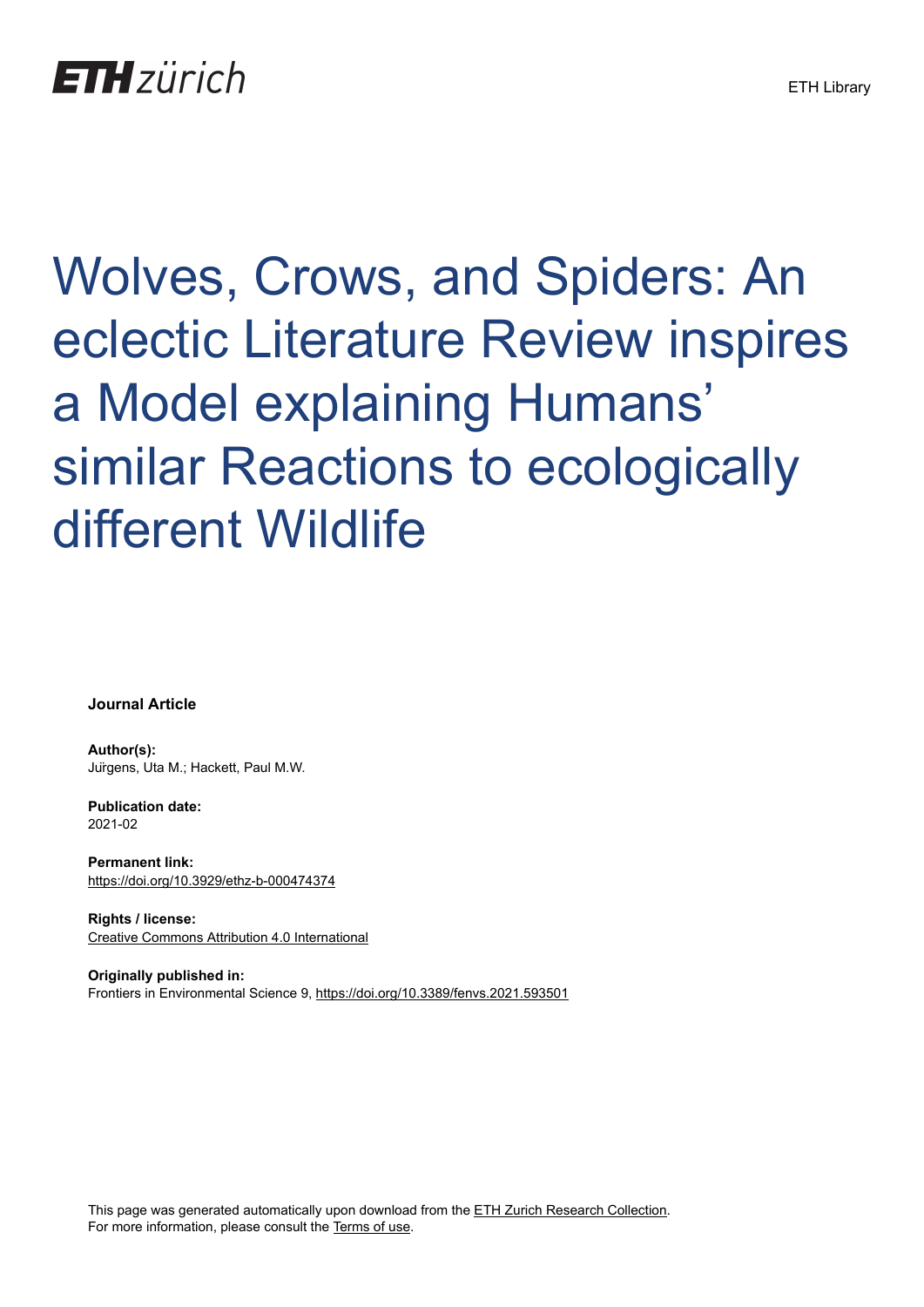ETH zürich

ETH Library

# Wolves, Crows, and Spiders: An eclectic Literature Review inspires a Model explaining Humans' similar Reactions to ecologically different Wildlife

**Journal Article**

**Author(s):**
Jürgens, Uta M.; Hackett, Paul M.W.

**Publication date:**
2021-02

**Permanent link:**
https://doi.org/10.3929/ethz-b-000474374

**Rights / license:**
Creative Commons Attribution 4.0 International

**Originally published in:**
Frontiers in Environmental Science 9, https://doi.org/10.3389/fenvs.2021.593501

This page was generated automatically upon download from the ETH Zurich Research Collection.
For more information, please consult the Terms of use.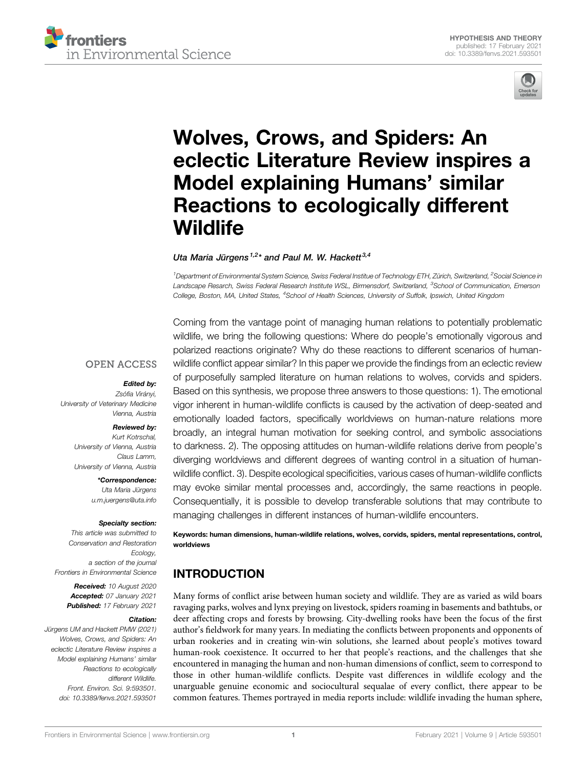# Wolves, Crows, and Spiders: An eclectic Literature Review inspires a Model explaining Humans' similar Reactions to ecologically different Wildlife

*Uta Maria Jürgens*[1,2]* and Paul M. W. Hackett*[3,4]

[1]Department of Environmental System Science, Swiss Federal Institue of Technology ETH, Zürich, Switzerland, [2]Social Science in Landscape Resarch, Swiss Federal Research Institute WSL, Birmensdorf, Switzerland, [3]School of Communication, Emerson College, Boston, MA, United States, [4]School of Health Sciences, University of Suffolk, Ipswich, United Kingdom

OPEN ACCESS

***Edited by:***
Zsófia Virányi,
University of Veterinary Medicine Vienna, Austria

***Reviewed by:***
Kurt Kotrschal,
University of Vienna, Austria
Claus Lamm,
University of Vienna, Austria

****Correspondence:***
Uta Maria Jürgens
u.m.juergens@uta.info

***Specialty section:***
This article was submitted to Conservation and Restoration Ecology, a section of the journal Frontiers in Environmental Science

***Received:*** 10 August 2020
***Accepted:*** 07 January 2021
***Published:*** 17 February 2021

***Citation:***
Jürgens UM and Hackett PMW (2021) Wolves, Crows, and Spiders: An eclectic Literature Review inspires a Model explaining Humans' similar Reactions to ecologically different Wildlife. Front. Environ. Sci. 9:593501. doi: 10.3389/fenvs.2021.593501

Coming from the vantage point of managing human relations to potentially problematic wildlife, we bring the following questions: Where do people's emotionally vigorous and polarized reactions originate? Why do these reactions to different scenarios of human-wildlife conflict appear similar? In this paper we provide the findings from an eclectic review of purposefully sampled literature on human relations to wolves, corvids and spiders. Based on this synthesis, we propose three answers to those questions: 1). The emotional vigor inherent in human-wildlife conflicts is caused by the activation of deep-seated and emotionally loaded factors, specifically worldviews on human-nature relations more broadly, an integral human motivation for seeking control, and symbolic associations to darkness. 2). The opposing attitudes on human-wildlife relations derive from people's diverging worldviews and different degrees of wanting control in a situation of human-wildlife conflict. 3). Despite ecological specificities, various cases of human-wildlife conflicts may evoke similar mental processes and, accordingly, the same reactions in people. Consequentially, it is possible to develop transferable solutions that may contribute to managing challenges in different instances of human-wildlife encounters.

**Keywords: human dimensions, human-wildlife relations, wolves, corvids, spiders, mental representations, control, worldviews**

## INTRODUCTION

Many forms of conflict arise between human society and wildlife. They are as varied as wild boars ravaging parks, wolves and lynx preying on livestock, spiders roaming in basements and bathtubs, or deer affecting crops and forests by browsing. City-dwelling rooks have been the focus of the first author's fieldwork for many years. In mediating the conflicts between proponents and opponents of urban rookeries and in creating win-win solutions, she learned about people's motives toward human-rook coexistence. It occurred to her that people's reactions, and the challenges that she encountered in managing the human and non-human dimensions of conflict, seem to correspond to those in other human-wildlife conflicts. Despite vast differences in wildlife ecology and the unarguable genuine economic and sociocultural sequalae of every conflict, there appear to be common features. Themes portrayed in media reports include: wildlife invading the human sphere,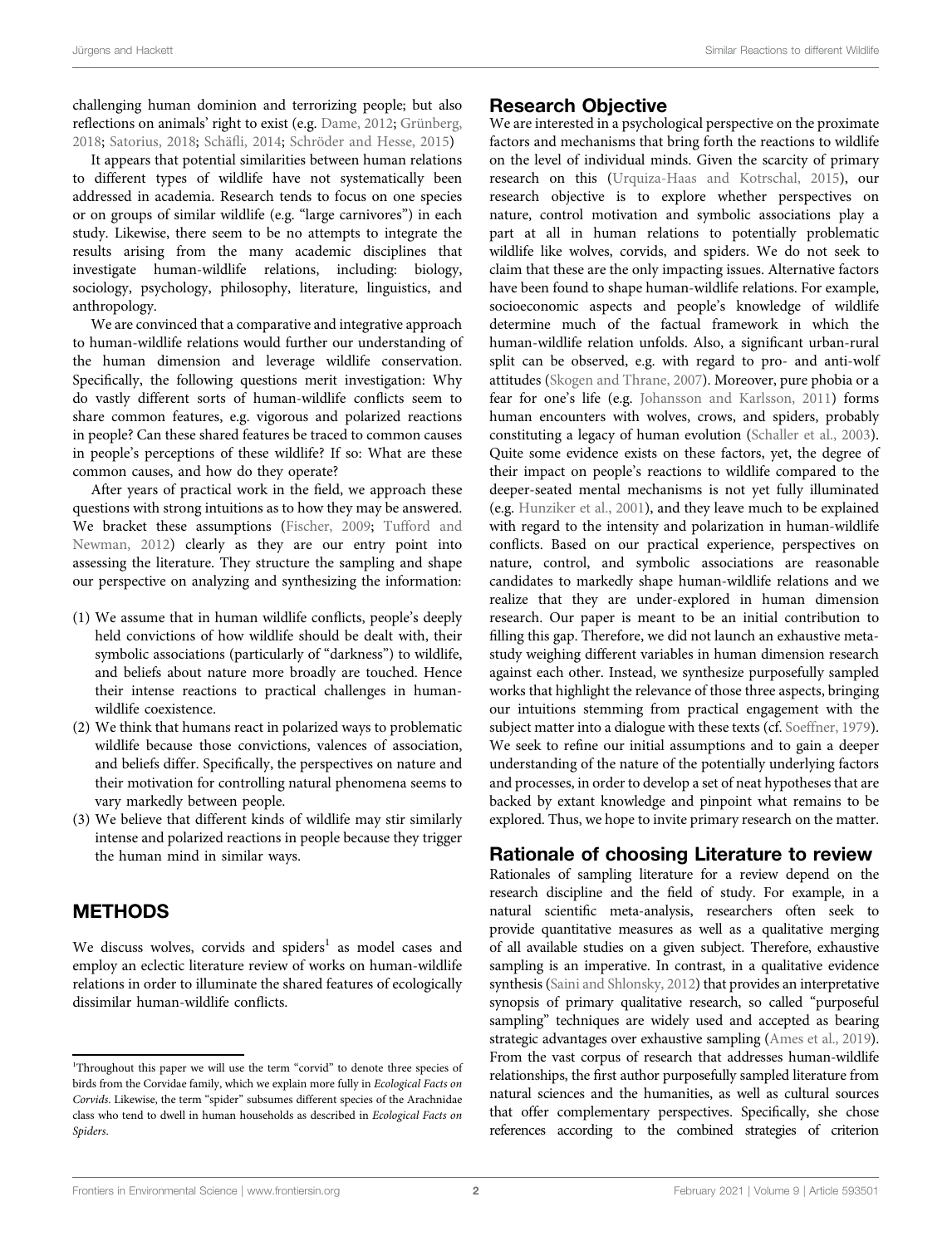challenging human dominion and terrorizing people; but also reflections on animals' right to exist (e.g. Dame, 2012; Grünberg, 2018; Satorius, 2018; Schäfli, 2014; Schröder and Hesse, 2015)

It appears that potential similarities between human relations to different types of wildlife have not systematically been addressed in academia. Research tends to focus on one species or on groups of similar wildlife (e.g. "large carnivores") in each study. Likewise, there seem to be no attempts to integrate the results arising from the many academic disciplines that investigate human-wildlife relations, including: biology, sociology, psychology, philosophy, literature, linguistics, and anthropology.

We are convinced that a comparative and integrative approach to human-wildlife relations would further our understanding of the human dimension and leverage wildlife conservation. Specifically, the following questions merit investigation: Why do vastly different sorts of human-wildlife conflicts seem to share common features, e.g. vigorous and polarized reactions in people? Can these shared features be traced to common causes in people's perceptions of these wildlife? If so: What are these common causes, and how do they operate?

After years of practical work in the field, we approach these questions with strong intuitions as to how they may be answered. We bracket these assumptions (Fischer, 2009; Tufford and Newman, 2012) clearly as they are our entry point into assessing the literature. They structure the sampling and shape our perspective on analyzing and synthesizing the information:

(1) We assume that in human wildlife conflicts, people's deeply held convictions of how wildlife should be dealt with, their symbolic associations (particularly of "darkness") to wildlife, and beliefs about nature more broadly are touched. Hence their intense reactions to practical challenges in human-wildlife coexistence.
(2) We think that humans react in polarized ways to problematic wildlife because those convictions, valences of association, and beliefs differ. Specifically, the perspectives on nature and their motivation for controlling natural phenomena seems to vary markedly between people.
(3) We believe that different kinds of wildlife may stir similarly intense and polarized reactions in people because they trigger the human mind in similar ways.

## METHODS

We discuss wolves, corvids and spiders[1] as model cases and employ an eclectic literature review of works on human-wildlife relations in order to illuminate the shared features of ecologically dissimilar human-wildlife conflicts.

### Research Objective

We are interested in a psychological perspective on the proximate factors and mechanisms that bring forth the reactions to wildlife on the level of individual minds. Given the scarcity of primary research on this (Urquiza-Haas and Kotrschal, 2015), our research objective is to explore whether perspectives on nature, control motivation and symbolic associations play a part at all in human relations to potentially problematic wildlife like wolves, corvids, and spiders. We do not seek to claim that these are the only impacting issues. Alternative factors have been found to shape human-wildlife relations. For example, socioeconomic aspects and people's knowledge of wildlife determine much of the factual framework in which the human-wildlife relation unfolds. Also, a significant urban-rural split can be observed, e.g. with regard to pro- and anti-wolf attitudes (Skogen and Thrane, 2007). Moreover, pure phobia or a fear for one's life (e.g. Johansson and Karlsson, 2011) forms human encounters with wolves, crows, and spiders, probably constituting a legacy of human evolution (Schaller et al., 2003). Quite some evidence exists on these factors, yet, the degree of their impact on people's reactions to wildlife compared to the deeper-seated mental mechanisms is not yet fully illuminated (e.g. Hunziker et al., 2001), and they leave much to be explained with regard to the intensity and polarization in human-wildlife conflicts. Based on our practical experience, perspectives on nature, control, and symbolic associations are reasonable candidates to markedly shape human-wildlife relations and we realize that they are under-explored in human dimension research. Our paper is meant to be an initial contribution to filling this gap. Therefore, we did not launch an exhaustive meta-study weighing different variables in human dimension research against each other. Instead, we synthesize purposefully sampled works that highlight the relevance of those three aspects, bringing our intuitions stemming from practical engagement with the subject matter into a dialogue with these texts (cf. Soeffner, 1979). We seek to refine our initial assumptions and to gain a deeper understanding of the nature of the potentially underlying factors and processes, in order to develop a set of neat hypotheses that are backed by extant knowledge and pinpoint what remains to be explored. Thus, we hope to invite primary research on the matter.

### Rationale of choosing Literature to review

Rationales of sampling literature for a review depend on the research discipline and the field of study. For example, in a natural scientific meta-analysis, researchers often seek to provide quantitative measures as well as a qualitative merging of all available studies on a given subject. Therefore, exhaustive sampling is an imperative. In contrast, in a qualitative evidence synthesis (Saini and Shlonsky, 2012) that provides an interpretative synopsis of primary qualitative research, so called "purposeful sampling" techniques are widely used and accepted as bearing strategic advantages over exhaustive sampling (Ames et al., 2019). From the vast corpus of research that addresses human-wildlife relationships, the first author purposefully sampled literature from natural sciences and the humanities, as well as cultural sources that offer complementary perspectives. Specifically, she chose references according to the combined strategies of criterion

[1] Throughout this paper we will use the term "corvid" to denote three species of birds from the Corvidae family, which we explain more fully in *Ecological Facts on Corvids*. Likewise, the term "spider" subsumes different species of the Arachnidae class who tend to dwell in human households as described in *Ecological Facts on Spiders*.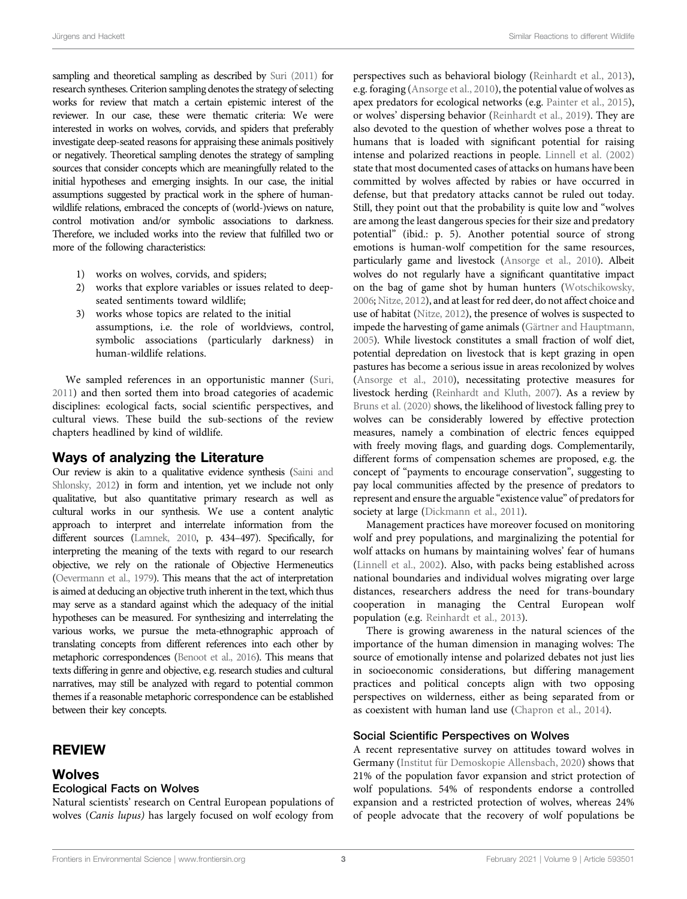sampling and theoretical sampling as described by Suri (2011) for research syntheses. Criterion sampling denotes the strategy of selecting works for review that match a certain epistemic interest of the reviewer. In our case, these were thematic criteria: We were interested in works on wolves, corvids, and spiders that preferably investigate deep-seated reasons for appraising these animals positively or negatively. Theoretical sampling denotes the strategy of sampling sources that consider concepts which are meaningfully related to the initial hypotheses and emerging insights. In our case, the initial assumptions suggested by practical work in the sphere of human-wildlife relations, embraced the concepts of (world-)views on nature, control motivation and/or symbolic associations to darkness. Therefore, we included works into the review that fulfilled two or more of the following characteristics:

1) works on wolves, corvids, and spiders;
2) works that explore variables or issues related to deep-seated sentiments toward wildlife;
3) works whose topics are related to the initial assumptions, i.e. the role of worldviews, control, symbolic associations (particularly darkness) in human-wildlife relations.

We sampled references in an opportunistic manner (Suri, 2011) and then sorted them into broad categories of academic disciplines: ecological facts, social scientific perspectives, and cultural views. These build the sub-sections of the review chapters headlined by kind of wildlife.

## Ways of analyzing the Literature

Our review is akin to a qualitative evidence synthesis (Saini and Shlonsky, 2012) in form and intention, yet we include not only qualitative, but also quantitative primary research as well as cultural works in our synthesis. We use a content analytic approach to interpret and interrelate information from the different sources (Lamnek, 2010, p. 434–497). Specifically, for interpreting the meaning of the texts with regard to our research objective, we rely on the rationale of Objective Hermeneutics (Oevermann et al., 1979). This means that the act of interpretation is aimed at deducing an objective truth inherent in the text, which thus may serve as a standard against which the adequacy of the initial hypotheses can be measured. For synthesizing and interrelating the various works, we pursue the meta-ethnographic approach of translating concepts from different references into each other by metaphoric correspondences (Benoot et al., 2016). This means that texts differing in genre and objective, e.g. research studies and cultural narratives, may still be analyzed with regard to potential common themes if a reasonable metaphoric correspondence can be established between their key concepts.

# REVIEW

## Wolves

### Ecological Facts on Wolves

Natural scientists' research on Central European populations of wolves (*Canis lupus)* has largely focused on wolf ecology from perspectives such as behavioral biology (Reinhardt et al., 2013), e.g. foraging (Ansorge et al., 2010), the potential value of wolves as apex predators for ecological networks (e.g. Painter et al., 2015), or wolves' dispersing behavior (Reinhardt et al., 2019). They are also devoted to the question of whether wolves pose a threat to humans that is loaded with significant potential for raising intense and polarized reactions in people. Linnell et al. (2002) state that most documented cases of attacks on humans have been committed by wolves affected by rabies or have occurred in defense, but that predatory attacks cannot be ruled out today. Still, they point out that the probability is quite low and "wolves are among the least dangerous species for their size and predatory potential" (ibid.: p. 5). Another potential source of strong emotions is human-wolf competition for the same resources, particularly game and livestock (Ansorge et al., 2010). Albeit wolves do not regularly have a significant quantitative impact on the bag of game shot by human hunters (Wotschikowsky, 2006; Nitze, 2012), and at least for red deer, do not affect choice and use of habitat (Nitze, 2012), the presence of wolves is suspected to impede the harvesting of game animals (Gärtner and Hauptmann, 2005). While livestock constitutes a small fraction of wolf diet, potential depredation on livestock that is kept grazing in open pastures has become a serious issue in areas recolonized by wolves (Ansorge et al., 2010), necessitating protective measures for livestock herding (Reinhardt and Kluth, 2007). As a review by Bruns et al. (2020) shows, the likelihood of livestock falling prey to wolves can be considerably lowered by effective protection measures, namely a combination of electric fences equipped with freely moving flags, and guarding dogs. Complementarily, different forms of compensation schemes are proposed, e.g. the concept of "payments to encourage conservation", suggesting to pay local communities affected by the presence of predators to represent and ensure the arguable "existence value" of predators for society at large (Dickmann et al., 2011).

Management practices have moreover focused on monitoring wolf and prey populations, and marginalizing the potential for wolf attacks on humans by maintaining wolves' fear of humans (Linnell et al., 2002). Also, with packs being established across national boundaries and individual wolves migrating over large distances, researchers address the need for trans-boundary cooperation in managing the Central European wolf population (e.g. Reinhardt et al., 2013).

There is growing awareness in the natural sciences of the importance of the human dimension in managing wolves: The source of emotionally intense and polarized debates not just lies in socioeconomic considerations, but differing management practices and political concepts align with two opposing perspectives on wilderness, either as being separated from or as coexistent with human land use (Chapron et al., 2014).

### Social Scientific Perspectives on Wolves

A recent representative survey on attitudes toward wolves in Germany (Institut für Demoskopie Allensbach, 2020) shows that 21% of the population favor expansion and strict protection of wolf populations. 54% of respondents endorse a controlled expansion and a restricted protection of wolves, whereas 24% of people advocate that the recovery of wolf populations be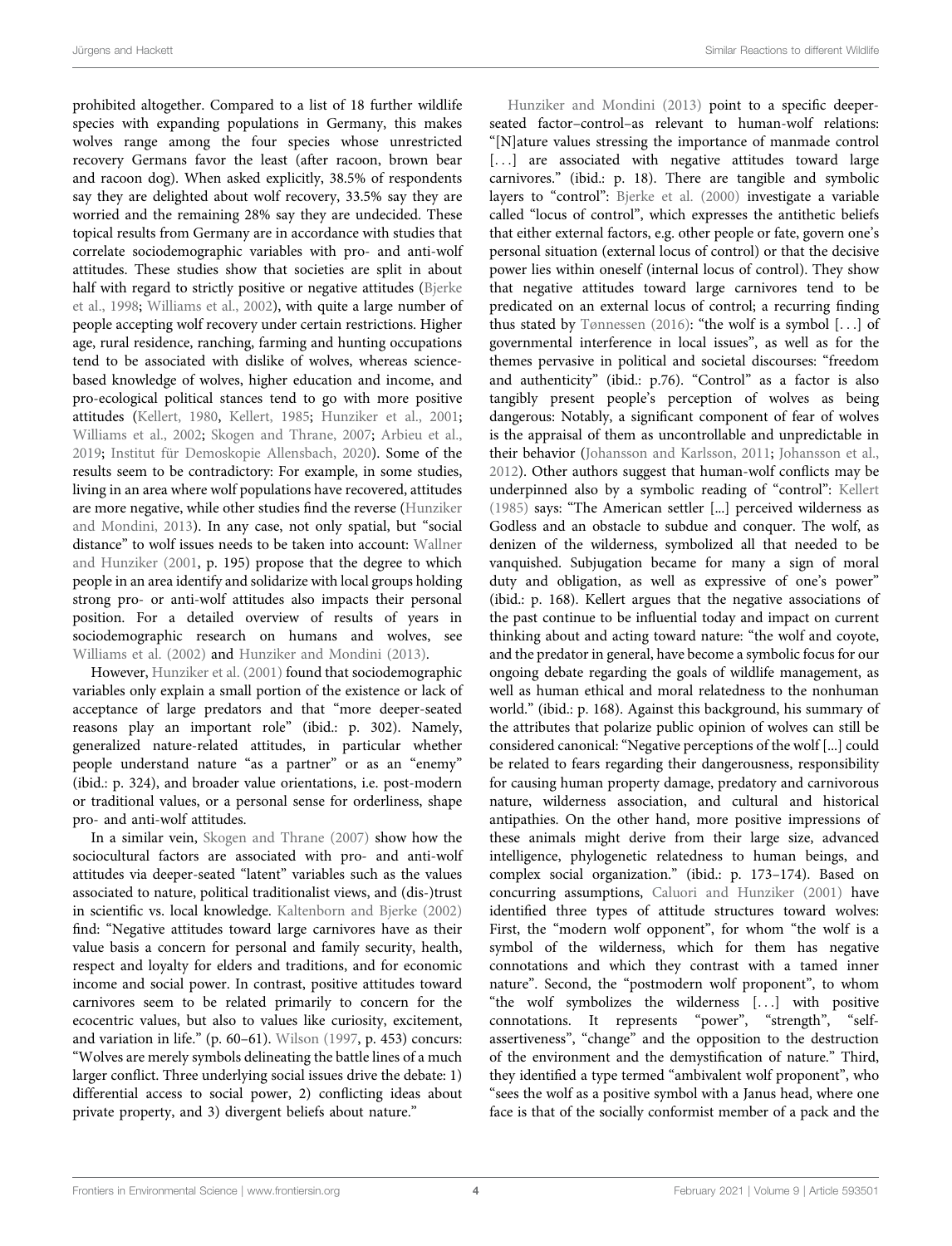prohibited altogether. Compared to a list of 18 further wildlife species with expanding populations in Germany, this makes wolves range among the four species whose unrestricted recovery Germans favor the least (after racoon, brown bear and racoon dog). When asked explicitly, 38.5% of respondents say they are delighted about wolf recovery, 33.5% say they are worried and the remaining 28% say they are undecided. These topical results from Germany are in accordance with studies that correlate sociodemographic variables with pro- and anti-wolf attitudes. These studies show that societies are split in about half with regard to strictly positive or negative attitudes (Bjerke et al., 1998; Williams et al., 2002), with quite a large number of people accepting wolf recovery under certain restrictions. Higher age, rural residence, ranching, farming and hunting occupations tend to be associated with dislike of wolves, whereas science-based knowledge of wolves, higher education and income, and pro-ecological political stances tend to go with more positive attitudes (Kellert, 1980, Kellert, 1985; Hunziker et al., 2001; Williams et al., 2002; Skogen and Thrane, 2007; Arbieu et al., 2019; Institut für Demoskopie Allensbach, 2020). Some of the results seem to be contradictory: For example, in some studies, living in an area where wolf populations have recovered, attitudes are more negative, while other studies find the reverse (Hunziker and Mondini, 2013). In any case, not only spatial, but "social distance" to wolf issues needs to be taken into account: Wallner and Hunziker (2001, p. 195) propose that the degree to which people in an area identify and solidarize with local groups holding strong pro- or anti-wolf attitudes also impacts their personal position. For a detailed overview of results of years in sociodemographic research on humans and wolves, see Williams et al. (2002) and Hunziker and Mondini (2013).

However, Hunziker et al. (2001) found that sociodemographic variables only explain a small portion of the existence or lack of acceptance of large predators and that "more deeper-seated reasons play an important role" (ibid.: p. 302). Namely, generalized nature-related attitudes, in particular whether people understand nature "as a partner" or as an "enemy" (ibid.: p. 324), and broader value orientations, i.e. post-modern or traditional values, or a personal sense for orderliness, shape pro- and anti-wolf attitudes.

In a similar vein, Skogen and Thrane (2007) show how the sociocultural factors are associated with pro- and anti-wolf attitudes via deeper-seated "latent" variables such as the values associated to nature, political traditionalist views, and (dis-)trust in scientific vs. local knowledge. Kaltenborn and Bjerke (2002) find: "Negative attitudes toward large carnivores have as their value basis a concern for personal and family security, health, respect and loyalty for elders and traditions, and for economic income and social power. In contrast, positive attitudes toward carnivores seem to be related primarily to concern for the ecocentric values, but also to values like curiosity, excitement, and variation in life." (p. 60–61). Wilson (1997, p. 453) concurs: "Wolves are merely symbols delineating the battle lines of a much larger conflict. Three underlying social issues drive the debate: 1) differential access to social power, 2) conflicting ideas about private property, and 3) divergent beliefs about nature."

Hunziker and Mondini (2013) point to a specific deeper-seated factor–control–as relevant to human-wolf relations: "[N]ature values stressing the importance of manmade control [. . .] are associated with negative attitudes toward large carnivores." (ibid.: p. 18). There are tangible and symbolic layers to "control": Bjerke et al. (2000) investigate a variable called "locus of control", which expresses the antithetic beliefs that either external factors, e.g. other people or fate, govern one's personal situation (external locus of control) or that the decisive power lies within oneself (internal locus of control). They show that negative attitudes toward large carnivores tend to be predicated on an external locus of control; a recurring finding thus stated by Tønnessen (2016): "the wolf is a symbol [. . .] of governmental interference in local issues", as well as for the themes pervasive in political and societal discourses: "freedom and authenticity" (ibid.: p.76). "Control" as a factor is also tangibly present people's perception of wolves as being dangerous: Notably, a significant component of fear of wolves is the appraisal of them as uncontrollable and unpredictable in their behavior (Johansson and Karlsson, 2011; Johansson et al., 2012). Other authors suggest that human-wolf conflicts may be underpinned also by a symbolic reading of "control": Kellert (1985) says: "The American settler [...] perceived wilderness as Godless and an obstacle to subdue and conquer. The wolf, as denizen of the wilderness, symbolized all that needed to be vanquished. Subjugation became for many a sign of moral duty and obligation, as well as expressive of one's power" (ibid.: p. 168). Kellert argues that the negative associations of the past continue to be influential today and impact on current thinking about and acting toward nature: "the wolf and coyote, and the predator in general, have become a symbolic focus for our ongoing debate regarding the goals of wildlife management, as well as human ethical and moral relatedness to the nonhuman world." (ibid.: p. 168). Against this background, his summary of the attributes that polarize public opinion of wolves can still be considered canonical: "Negative perceptions of the wolf [...] could be related to fears regarding their dangerousness, responsibility for causing human property damage, predatory and carnivorous nature, wilderness association, and cultural and historical antipathies. On the other hand, more positive impressions of these animals might derive from their large size, advanced intelligence, phylogenetic relatedness to human beings, and complex social organization." (ibid.: p. 173–174). Based on concurring assumptions, Caluori and Hunziker (2001) have identified three types of attitude structures toward wolves: First, the "modern wolf opponent", for whom "the wolf is a symbol of the wilderness, which for them has negative connotations and which they contrast with a tamed inner nature". Second, the "postmodern wolf proponent", to whom "the wolf symbolizes the wilderness [. . .] with positive connotations. It represents "power", "strength", "self-assertiveness", "change" and the opposition to the destruction of the environment and the demystification of nature." Third, they identified a type termed "ambivalent wolf proponent", who "sees the wolf as a positive symbol with a Janus head, where one face is that of the socially conformist member of a pack and the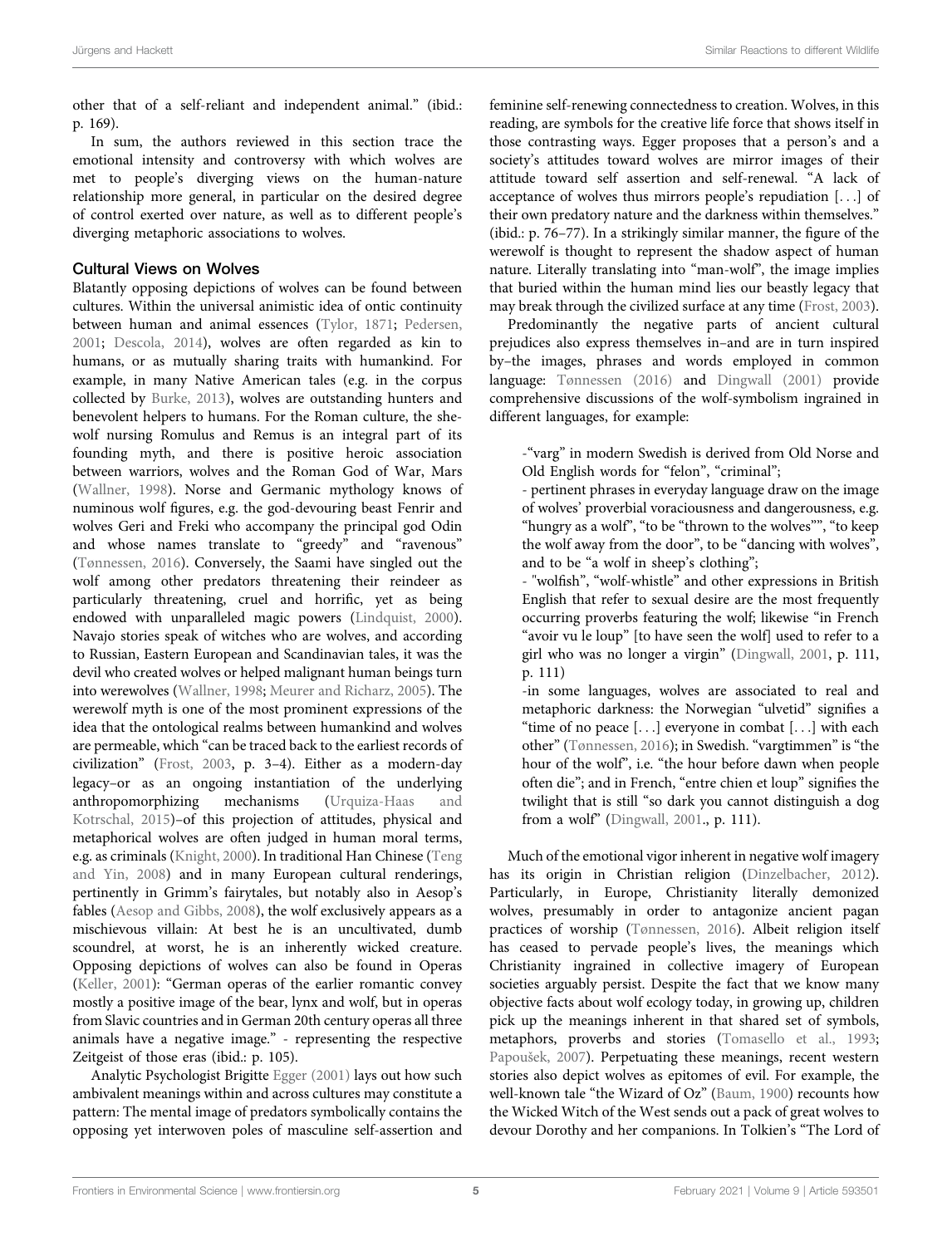other that of a self-reliant and independent animal." (ibid.: p. 169).

In sum, the authors reviewed in this section trace the emotional intensity and controversy with which wolves are met to people's diverging views on the human-nature relationship more general, in particular on the desired degree of control exerted over nature, as well as to different people's diverging metaphoric associations to wolves.

### Cultural Views on Wolves

Blatantly opposing depictions of wolves can be found between cultures. Within the universal animistic idea of ontic continuity between human and animal essences (Tylor, 1871; Pedersen, 2001; Descola, 2014), wolves are often regarded as kin to humans, or as mutually sharing traits with humankind. For example, in many Native American tales (e.g. in the corpus collected by Burke, 2013), wolves are outstanding hunters and benevolent helpers to humans. For the Roman culture, the she-wolf nursing Romulus and Remus is an integral part of its founding myth, and there is positive heroic association between warriors, wolves and the Roman God of War, Mars (Wallner, 1998). Norse and Germanic mythology knows of numinous wolf figures, e.g. the god-devouring beast Fenrir and wolves Geri and Freki who accompany the principal god Odin and whose names translate to "greedy" and "ravenous" (Tønnessen, 2016). Conversely, the Saami have singled out the wolf among other predators threatening their reindeer as particularly threatening, cruel and horrific, yet as being endowed with unparalleled magic powers (Lindquist, 2000). Navajo stories speak of witches who are wolves, and according to Russian, Eastern European and Scandinavian tales, it was the devil who created wolves or helped malignant human beings turn into werewolves (Wallner, 1998; Meurer and Richarz, 2005). The werewolf myth is one of the most prominent expressions of the idea that the ontological realms between humankind and wolves are permeable, which "can be traced back to the earliest records of civilization" (Frost, 2003, p. 3–4). Either as a modern-day legacy–or as an ongoing instantiation of the underlying anthropomorphizing mechanisms (Urquiza-Haas and Kotrschal, 2015)–of this projection of attitudes, physical and metaphorical wolves are often judged in human moral terms, e.g. as criminals (Knight, 2000). In traditional Han Chinese (Teng and Yin, 2008) and in many European cultural renderings, pertinently in Grimm's fairytales, but notably also in Aesop's fables (Aesop and Gibbs, 2008), the wolf exclusively appears as a mischievous villain: At best he is an uncultivated, dumb scoundrel, at worst, he is an inherently wicked creature. Opposing depictions of wolves can also be found in Operas (Keller, 2001): "German operas of the earlier romantic convey mostly a positive image of the bear, lynx and wolf, but in operas from Slavic countries and in German 20th century operas all three animals have a negative image." - representing the respective Zeitgeist of those eras (ibid.: p. 105).

Analytic Psychologist Brigitte Egger (2001) lays out how such ambivalent meanings within and across cultures may constitute a pattern: The mental image of predators symbolically contains the opposing yet interwoven poles of masculine self-assertion and feminine self-renewing connectedness to creation. Wolves, in this reading, are symbols for the creative life force that shows itself in those contrasting ways. Egger proposes that a person's and a society's attitudes toward wolves are mirror images of their attitude toward self assertion and self-renewal. "A lack of acceptance of wolves thus mirrors people's repudiation [...] of their own predatory nature and the darkness within themselves." (ibid.: p. 76–77). In a strikingly similar manner, the figure of the werewolf is thought to represent the shadow aspect of human nature. Literally translating into "man-wolf", the image implies that buried within the human mind lies our beastly legacy that may break through the civilized surface at any time (Frost, 2003).

Predominantly the negative parts of ancient cultural prejudices also express themselves in–and are in turn inspired by–the images, phrases and words employed in common language: Tønnessen (2016) and Dingwall (2001) provide comprehensive discussions of the wolf-symbolism ingrained in different languages, for example:

> -"varg" in modern Swedish is derived from Old Norse and Old English words for "felon", "criminal";
>
> - pertinent phrases in everyday language draw on the image of wolves' proverbial voraciousness and dangerousness, e.g. "hungry as a wolf", "to be "thrown to the wolves"", "to keep the wolf away from the door", to be "dancing with wolves", and to be "a wolf in sheep's clothing";
>
> - "wolfish", "wolf-whistle" and other expressions in British English that refer to sexual desire are the most frequently occurring proverbs featuring the wolf; likewise "in French "avoir vu le loup" [to have seen the wolf] used to refer to a girl who was no longer a virgin" (Dingwall, 2001, p. 111, p. 111)
>
> -in some languages, wolves are associated to real and metaphoric darkness: the Norwegian "ulvetid" signifies a "time of no peace [...] everyone in combat [...] with each other" (Tønnessen, 2016); in Swedish. "vargtimmen" is "the hour of the wolf", i.e. "the hour before dawn when people often die"; and in French, "entre chien et loup" signifies the twilight that is still "so dark you cannot distinguish a dog from a wolf" (Dingwall, 2001., p. 111).

Much of the emotional vigor inherent in negative wolf imagery has its origin in Christian religion (Dinzelbacher, 2012). Particularly, in Europe, Christianity literally demonized wolves, presumably in order to antagonize ancient pagan practices of worship (Tønnessen, 2016). Albeit religion itself has ceased to pervade people's lives, the meanings which Christianity ingrained in collective imagery of European societies arguably persist. Despite the fact that we know many objective facts about wolf ecology today, in growing up, children pick up the meanings inherent in that shared set of symbols, metaphors, proverbs and stories (Tomasello et al., 1993; Papoušek, 2007). Perpetuating these meanings, recent western stories also depict wolves as epitomes of evil. For example, the well-known tale "the Wizard of Oz" (Baum, 1900) recounts how the Wicked Witch of the West sends out a pack of great wolves to devour Dorothy and her companions. In Tolkien's "The Lord of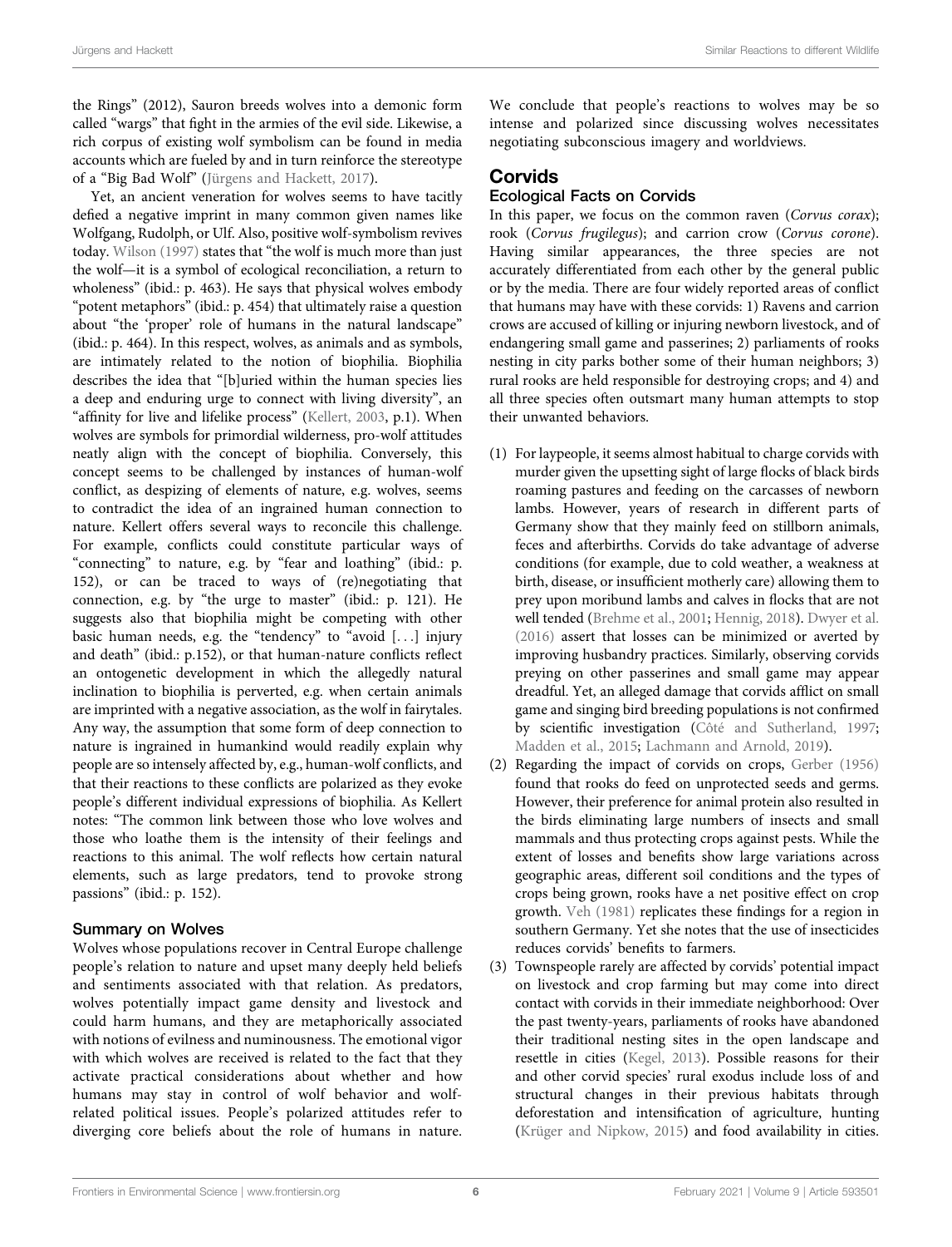the Rings" (2012), Sauron breeds wolves into a demonic form called "wargs" that fight in the armies of the evil side. Likewise, a rich corpus of existing wolf symbolism can be found in media accounts which are fueled by and in turn reinforce the stereotype of a "Big Bad Wolf" (Jürgens and Hackett, 2017).

Yet, an ancient veneration for wolves seems to have tacitly defied a negative imprint in many common given names like Wolfgang, Rudolph, or Ulf. Also, positive wolf-symbolism revives today. Wilson (1997) states that "the wolf is much more than just the wolf—it is a symbol of ecological reconciliation, a return to wholeness" (ibid.: p. 463). He says that physical wolves embody "potent metaphors" (ibid.: p. 454) that ultimately raise a question about "the 'proper' role of humans in the natural landscape" (ibid.: p. 464). In this respect, wolves, as animals and as symbols, are intimately related to the notion of biophilia. Biophilia describes the idea that "[b]uried within the human species lies a deep and enduring urge to connect with living diversity", an "affinity for live and lifelike process" (Kellert, 2003, p.1). When wolves are symbols for primordial wilderness, pro-wolf attitudes neatly align with the concept of biophilia. Conversely, this concept seems to be challenged by instances of human-wolf conflict, as despizing of elements of nature, e.g. wolves, seems to contradict the idea of an ingrained human connection to nature. Kellert offers several ways to reconcile this challenge. For example, conflicts could constitute particular ways of "connecting" to nature, e.g. by "fear and loathing" (ibid.: p. 152), or can be traced to ways of (re)negotiating that connection, e.g. by "the urge to master" (ibid.: p. 121). He suggests also that biophilia might be competing with other basic human needs, e.g. the "tendency" to "avoid [...] injury and death" (ibid.: p.152), or that human-nature conflicts reflect an ontogenetic development in which the allegedly natural inclination to biophilia is perverted, e.g. when certain animals are imprinted with a negative association, as the wolf in fairytales. Any way, the assumption that some form of deep connection to nature is ingrained in humankind would readily explain why people are so intensely affected by, e.g., human-wolf conflicts, and that their reactions to these conflicts are polarized as they evoke people's different individual expressions of biophilia. As Kellert notes: "The common link between those who love wolves and those who loathe them is the intensity of their feelings and reactions to this animal. The wolf reflects how certain natural elements, such as large predators, tend to provoke strong passions" (ibid.: p. 152).

### Summary on Wolves

Wolves whose populations recover in Central Europe challenge people's relation to nature and upset many deeply held beliefs and sentiments associated with that relation. As predators, wolves potentially impact game density and livestock and could harm humans, and they are metaphorically associated with notions of evilness and numinousness. The emotional vigor with which wolves are received is related to the fact that they activate practical considerations about whether and how humans may stay in control of wolf behavior and wolf-related political issues. People's polarized attitudes refer to diverging core beliefs about the role of humans in nature. We conclude that people's reactions to wolves may be so intense and polarized since discussing wolves necessitates negotiating subconscious imagery and worldviews.

## Corvids

### Ecological Facts on Corvids

In this paper, we focus on the common raven (*Corvus corax*); rook (*Corvus frugilegus*); and carrion crow (*Corvus corone*). Having similar appearances, the three species are not accurately differentiated from each other by the general public or by the media. There are four widely reported areas of conflict that humans may have with these corvids: 1) Ravens and carrion crows are accused of killing or injuring newborn livestock, and of endangering small game and passerines; 2) parliaments of rooks nesting in city parks bother some of their human neighbors; 3) rural rooks are held responsible for destroying crops; and 4) and all three species often outsmart many human attempts to stop their unwanted behaviors.

(1) For laypeople, it seems almost habitual to charge corvids with murder given the upsetting sight of large flocks of black birds roaming pastures and feeding on the carcasses of newborn lambs. However, years of research in different parts of Germany show that they mainly feed on stillborn animals, feces and afterbirths. Corvids do take advantage of adverse conditions (for example, due to cold weather, a weakness at birth, disease, or insufficient motherly care) allowing them to prey upon moribund lambs and calves in flocks that are not well tended (Brehme et al., 2001; Hennig, 2018). Dwyer et al. (2016) assert that losses can be minimized or averted by improving husbandry practices. Similarly, observing corvids preying on other passerines and small game may appear dreadful. Yet, an alleged damage that corvids afflict on small game and singing bird breeding populations is not confirmed by scientific investigation (Côté and Sutherland, 1997; Madden et al., 2015; Lachmann and Arnold, 2019).

(2) Regarding the impact of corvids on crops, Gerber (1956) found that rooks do feed on unprotected seeds and germs. However, their preference for animal protein also resulted in the birds eliminating large numbers of insects and small mammals and thus protecting crops against pests. While the extent of losses and benefits show large variations across geographic areas, different soil conditions and the types of crops being grown, rooks have a net positive effect on crop growth. Veh (1981) replicates these findings for a region in southern Germany. Yet she notes that the use of insecticides reduces corvids' benefits to farmers.

(3) Townspeople rarely are affected by corvids' potential impact on livestock and crop farming but may come into direct contact with corvids in their immediate neighborhood: Over the past twenty-years, parliaments of rooks have abandoned their traditional nesting sites in the open landscape and resettle in cities (Kegel, 2013). Possible reasons for their and other corvid species' rural exodus include loss of and structural changes in their previous habitats through deforestation and intensification of agriculture, hunting (Krüger and Nipkow, 2015) and food availability in cities.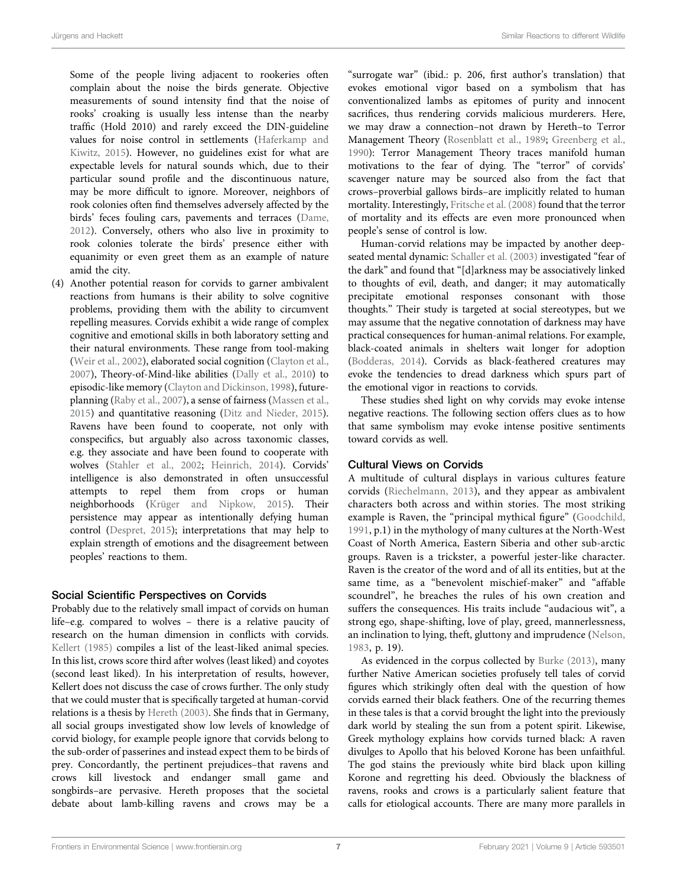Some of the people living adjacent to rookeries often complain about the noise the birds generate. Objective measurements of sound intensity find that the noise of rooks' croaking is usually less intense than the nearby traffic (Hold 2010) and rarely exceed the DIN-guideline values for noise control in settlements (Haferkamp and Kiwitz, 2015). However, no guidelines exist for what are expectable levels for natural sounds which, due to their particular sound profile and the discontinuous nature, may be more difficult to ignore. Moreover, neighbors of rook colonies often find themselves adversely affected by the birds' feces fouling cars, pavements and terraces (Dame, 2012). Conversely, others who also live in proximity to rook colonies tolerate the birds' presence either with equanimity or even greet them as an example of nature amid the city.

(4) Another potential reason for corvids to garner ambivalent reactions from humans is their ability to solve cognitive problems, providing them with the ability to circumvent repelling measures. Corvids exhibit a wide range of complex cognitive and emotional skills in both laboratory setting and their natural environments. These range from tool-making (Weir et al., 2002), elaborated social cognition (Clayton et al., 2007), Theory-of-Mind-like abilities (Dally et al., 2010) to episodic-like memory (Clayton and Dickinson, 1998), future-planning (Raby et al., 2007), a sense of fairness (Massen et al., 2015) and quantitative reasoning (Ditz and Nieder, 2015). Ravens have been found to cooperate, not only with conspecifics, but arguably also across taxonomic classes, e.g. they associate and have been found to cooperate with wolves (Stahler et al., 2002; Heinrich, 2014). Corvids' intelligence is also demonstrated in often unsuccessful attempts to repel them from crops or human neighborhoods (Krüger and Nipkow, 2015). Their persistence may appear as intentionally defying human control (Despret, 2015); interpretations that may help to explain strength of emotions and the disagreement between peoples' reactions to them.

## Social Scientific Perspectives on Corvids

Probably due to the relatively small impact of corvids on human life–e.g. compared to wolves – there is a relative paucity of research on the human dimension in conflicts with corvids. Kellert (1985) compiles a list of the least-liked animal species. In this list, crows score third after wolves (least liked) and coyotes (second least liked). In his interpretation of results, however, Kellert does not discuss the case of crows further. The only study that we could muster that is specifically targeted at human-corvid relations is a thesis by Hereth (2003). She finds that in Germany, all social groups investigated show low levels of knowledge of corvid biology, for example people ignore that corvids belong to the sub-order of passerines and instead expect them to be birds of prey. Concordantly, the pertinent prejudices–that ravens and crows kill livestock and endanger small game and songbirds–are pervasive. Hereth proposes that the societal debate about lamb-killing ravens and crows may be a "surrogate war" (ibid.: p. 206, first author's translation) that evokes emotional vigor based on a symbolism that has conventionalized lambs as epitomes of purity and innocent sacrifices, thus rendering corvids malicious murderers. Here, we may draw a connection–not drawn by Hereth–to Terror Management Theory (Rosenblatt et al., 1989; Greenberg et al., 1990): Terror Management Theory traces manifold human motivations to the fear of dying. The "terror" of corvids' scavenger nature may be sourced also from the fact that crows–proverbial gallows birds–are implicitly related to human mortality. Interestingly, Fritsche et al. (2008) found that the terror of mortality and its effects are even more pronounced when people's sense of control is low.

Human-corvid relations may be impacted by another deep-seated mental dynamic: Schaller et al. (2003) investigated "fear of the dark" and found that "[d]arkness may be associatively linked to thoughts of evil, death, and danger; it may automatically precipitate emotional responses consonant with those thoughts." Their study is targeted at social stereotypes, but we may assume that the negative connotation of darkness may have practical consequences for human-animal relations. For example, black-coated animals in shelters wait longer for adoption (Bodderas, 2014). Corvids as black-feathered creatures may evoke the tendencies to dread darkness which spurs part of the emotional vigor in reactions to corvids.

These studies shed light on why corvids may evoke intense negative reactions. The following section offers clues as to how that same symbolism may evoke intense positive sentiments toward corvids as well.

## Cultural Views on Corvids

A multitude of cultural displays in various cultures feature corvids (Riechelmann, 2013), and they appear as ambivalent characters both across and within stories. The most striking example is Raven, the "principal mythical figure" (Goodchild, 1991, p.1) in the mythology of many cultures at the North-West Coast of North America, Eastern Siberia and other sub-arctic groups. Raven is a trickster, a powerful jester-like character. Raven is the creator of the word and of all its entities, but at the same time, as a "benevolent mischief-maker" and "affable scoundrel", he breaches the rules of his own creation and suffers the consequences. His traits include "audacious wit", a strong ego, shape-shifting, love of play, greed, mannerlessness, an inclination to lying, theft, gluttony and imprudence (Nelson, 1983, p. 19).

As evidenced in the corpus collected by Burke (2013), many further Native American societies profusely tell tales of corvid figures which strikingly often deal with the question of how corvids earned their black feathers. One of the recurring themes in these tales is that a corvid brought the light into the previously dark world by stealing the sun from a potent spirit. Likewise, Greek mythology explains how corvids turned black: A raven divulges to Apollo that his beloved Korone has been unfaithful. The god stains the previously white bird black upon killing Korone and regretting his deed. Obviously the blackness of ravens, rooks and crows is a particularly salient feature that calls for etiological accounts. There are many more parallels in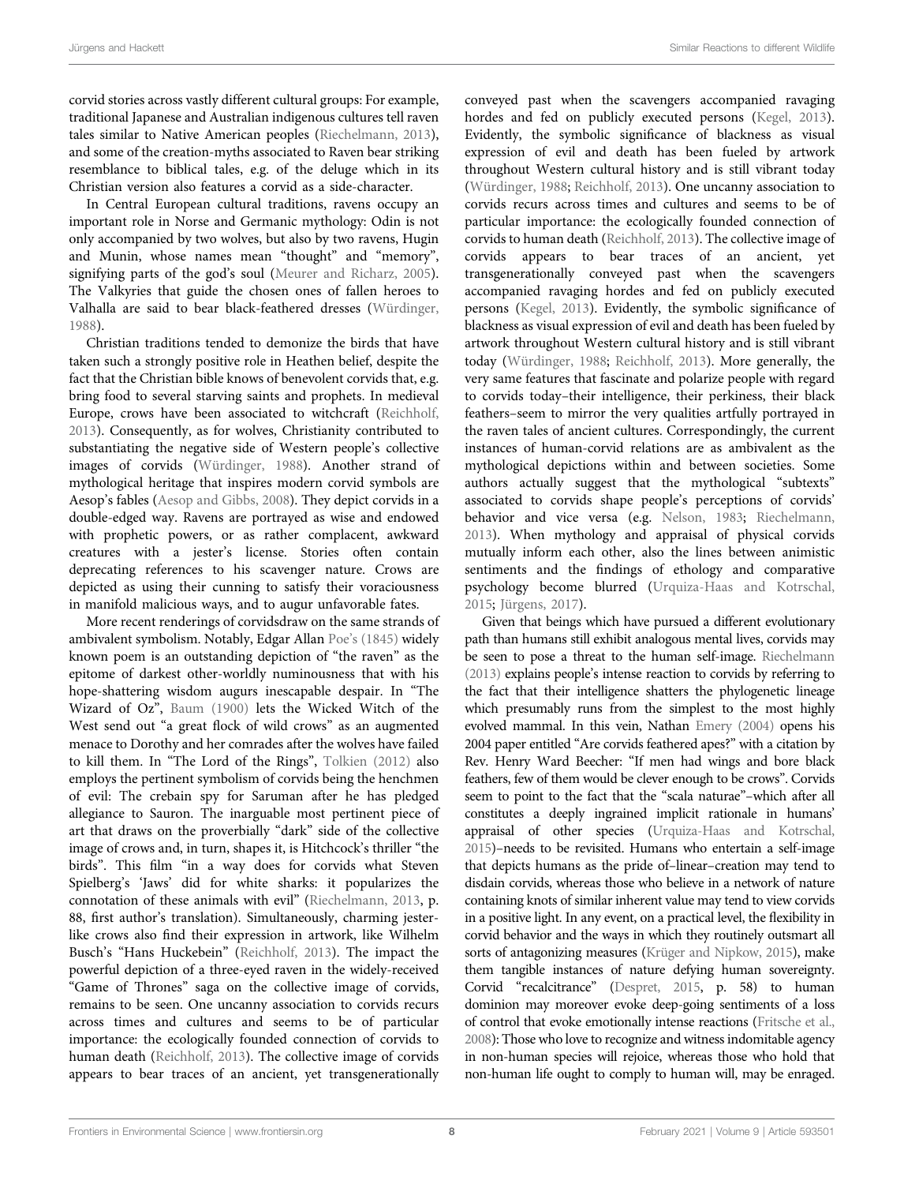corvid stories across vastly different cultural groups: For example, traditional Japanese and Australian indigenous cultures tell raven tales similar to Native American peoples (Riechelmann, 2013), and some of the creation-myths associated to Raven bear striking resemblance to biblical tales, e.g. of the deluge which in its Christian version also features a corvid as a side-character.

In Central European cultural traditions, ravens occupy an important role in Norse and Germanic mythology: Odin is not only accompanied by two wolves, but also by two ravens, Hugin and Munin, whose names mean "thought" and "memory", signifying parts of the god's soul (Meurer and Richarz, 2005). The Valkyries that guide the chosen ones of fallen heroes to Valhalla are said to bear black-feathered dresses (Würdinger, 1988).

Christian traditions tended to demonize the birds that have taken such a strongly positive role in Heathen belief, despite the fact that the Christian bible knows of benevolent corvids that, e.g. bring food to several starving saints and prophets. In medieval Europe, crows have been associated to witchcraft (Reichholf, 2013). Consequently, as for wolves, Christianity contributed to substantiating the negative side of Western people's collective images of corvids (Würdinger, 1988). Another strand of mythological heritage that inspires modern corvid symbols are Aesop's fables (Aesop and Gibbs, 2008). They depict corvids in a double-edged way. Ravens are portrayed as wise and endowed with prophetic powers, or as rather complacent, awkward creatures with a jester's license. Stories often contain deprecating references to his scavenger nature. Crows are depicted as using their cunning to satisfy their voraciousness in manifold malicious ways, and to augur unfavorable fates.

More recent renderings of corvidsdraw on the same strands of ambivalent symbolism. Notably, Edgar Allan Poe's (1845) widely known poem is an outstanding depiction of "the raven" as the epitome of darkest other-worldly numinousness that with his hope-shattering wisdom augurs inescapable despair. In "The Wizard of Oz", Baum (1900) lets the Wicked Witch of the West send out "a great flock of wild crows" as an augmented menace to Dorothy and her comrades after the wolves have failed to kill them. In "The Lord of the Rings", Tolkien (2012) also employs the pertinent symbolism of corvids being the henchmen of evil: The crebain spy for Saruman after he has pledged allegiance to Sauron. The inarguable most pertinent piece of art that draws on the proverbially "dark" side of the collective image of crows and, in turn, shapes it, is Hitchcock's thriller "the birds". This film "in a way does for corvids what Steven Spielberg's 'Jaws' did for white sharks: it popularizes the connotation of these animals with evil" (Riechelmann, 2013, p. 88, first author's translation). Simultaneously, charming jester-like crows also find their expression in artwork, like Wilhelm Busch's "Hans Huckebein" (Reichholf, 2013). The impact the powerful depiction of a three-eyed raven in the widely-received "Game of Thrones" saga on the collective image of corvids, remains to be seen. One uncanny association to corvids recurs across times and cultures and seems to be of particular importance: the ecologically founded connection of corvids to human death (Reichholf, 2013). The collective image of corvids appears to bear traces of an ancient, yet transgenerationally conveyed past when the scavengers accompanied ravaging hordes and fed on publicly executed persons (Kegel, 2013). Evidently, the symbolic significance of blackness as visual expression of evil and death has been fueled by artwork throughout Western cultural history and is still vibrant today (Würdinger, 1988; Reichholf, 2013). One uncanny association to corvids recurs across times and cultures and seems to be of particular importance: the ecologically founded connection of corvids to human death (Reichholf, 2013). The collective image of corvids appears to bear traces of an ancient, yet transgenerationally conveyed past when the scavengers accompanied ravaging hordes and fed on publicly executed persons (Kegel, 2013). Evidently, the symbolic significance of blackness as visual expression of evil and death has been fueled by artwork throughout Western cultural history and is still vibrant today (Würdinger, 1988; Reichholf, 2013). More generally, the very same features that fascinate and polarize people with regard to corvids today–their intelligence, their perkiness, their black feathers–seem to mirror the very qualities artfully portrayed in the raven tales of ancient cultures. Correspondingly, the current instances of human-corvid relations are as ambivalent as the mythological depictions within and between societies. Some authors actually suggest that the mythological "subtexts" associated to corvids shape people's perceptions of corvids' behavior and vice versa (e.g. Nelson, 1983; Riechelmann, 2013). When mythology and appraisal of physical corvids mutually inform each other, also the lines between animistic sentiments and the findings of ethology and comparative psychology become blurred (Urquiza-Haas and Kotrschal, 2015; Jürgens, 2017).

Given that beings which have pursued a different evolutionary path than humans still exhibit analogous mental lives, corvids may be seen to pose a threat to the human self-image. Riechelmann (2013) explains people's intense reaction to corvids by referring to the fact that their intelligence shatters the phylogenetic lineage which presumably runs from the simplest to the most highly evolved mammal. In this vein, Nathan Emery (2004) opens his 2004 paper entitled "Are corvids feathered apes?" with a citation by Rev. Henry Ward Beecher: "If men had wings and bore black feathers, few of them would be clever enough to be crows". Corvids seem to point to the fact that the "scala naturae"–which after all constitutes a deeply ingrained implicit rationale in humans' appraisal of other species (Urquiza-Haas and Kotrschal, 2015)–needs to be revisited. Humans who entertain a self-image that depicts humans as the pride of–linear–creation may tend to disdain corvids, whereas those who believe in a network of nature containing knots of similar inherent value may tend to view corvids in a positive light. In any event, on a practical level, the flexibility in corvid behavior and the ways in which they routinely outsmart all sorts of antagonizing measures (Krüger and Nipkow, 2015), make them tangible instances of nature defying human sovereignty. Corvid "recalcitrance" (Despret, 2015, p. 58) to human dominion may moreover evoke deep-going sentiments of a loss of control that evoke emotionally intense reactions (Fritsche et al., 2008): Those who love to recognize and witness indomitable agency in non-human species will rejoice, whereas those who hold that non-human life ought to comply to human will, may be enraged.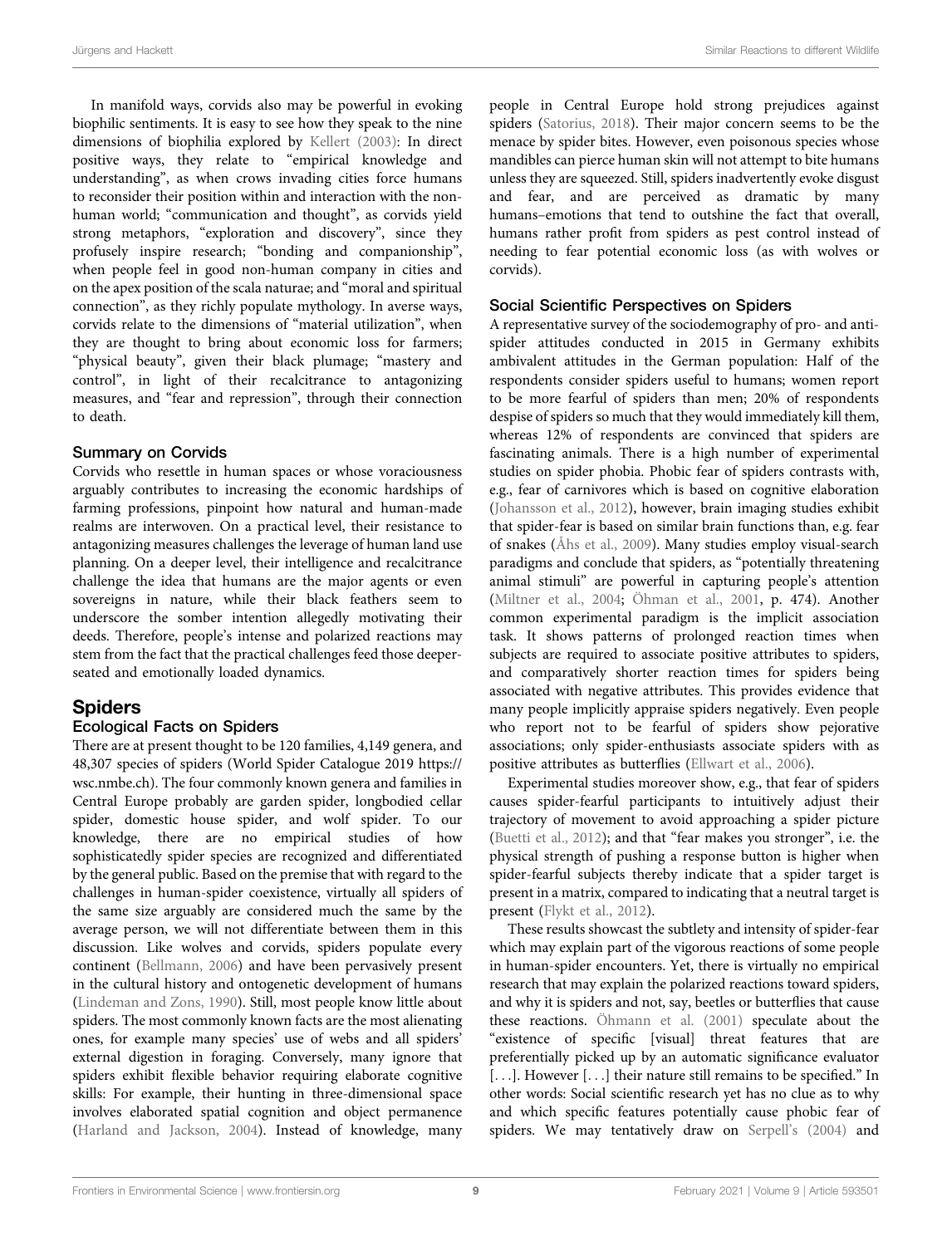In manifold ways, corvids also may be powerful in evoking biophilic sentiments. It is easy to see how they speak to the nine dimensions of biophilia explored by Kellert (2003): In direct positive ways, they relate to "empirical knowledge and understanding", as when crows invading cities force humans to reconsider their position within and interaction with the non-human world; "communication and thought", as corvids yield strong metaphors, "exploration and discovery", since they profusely inspire research; "bonding and companionship", when people feel in good non-human company in cities and on the apex position of the scala naturae; and "moral and spiritual connection", as they richly populate mythology. In averse ways, corvids relate to the dimensions of "material utilization", when they are thought to bring about economic loss for farmers; "physical beauty", given their black plumage; "mastery and control", in light of their recalcitrance to antagonizing measures, and "fear and repression", through their connection to death.

### Summary on Corvids

Corvids who resettle in human spaces or whose voraciousness arguably contributes to increasing the economic hardships of farming professions, pinpoint how natural and human-made realms are interwoven. On a practical level, their resistance to antagonizing measures challenges the leverage of human land use planning. On a deeper level, their intelligence and recalcitrance challenge the idea that humans are the major agents or even sovereigns in nature, while their black feathers seem to underscore the somber intention allegedly motivating their deeds. Therefore, people's intense and polarized reactions may stem from the fact that the practical challenges feed those deeper-seated and emotionally loaded dynamics.

## Spiders

### Ecological Facts on Spiders

There are at present thought to be 120 families, 4,149 genera, and 48,307 species of spiders (World Spider Catalogue 2019 https://wsc.nmbe.ch). The four commonly known genera and families in Central Europe probably are garden spider, longbodied cellar spider, domestic house spider, and wolf spider. To our knowledge, there are no empirical studies of how sophisticatedly spider species are recognized and differentiated by the general public. Based on the premise that with regard to the challenges in human-spider coexistence, virtually all spiders of the same size arguably are considered much the same by the average person, we will not differentiate between them in this discussion. Like wolves and corvids, spiders populate every continent (Bellmann, 2006) and have been pervasively present in the cultural history and ontogenetic development of humans (Lindeman and Zons, 1990). Still, most people know little about spiders. The most commonly known facts are the most alienating ones, for example many species' use of webs and all spiders' external digestion in foraging. Conversely, many ignore that spiders exhibit flexible behavior requiring elaborate cognitive skills: For example, their hunting in three-dimensional space involves elaborated spatial cognition and object permanence (Harland and Jackson, 2004). Instead of knowledge, many people in Central Europe hold strong prejudices against spiders (Satorius, 2018). Their major concern seems to be the menace by spider bites. However, even poisonous species whose mandibles can pierce human skin will not attempt to bite humans unless they are squeezed. Still, spiders inadvertently evoke disgust and fear, and are perceived as dramatic by many humans–emotions that tend to outshine the fact that overall, humans rather profit from spiders as pest control instead of needing to fear potential economic loss (as with wolves or corvids).

### Social Scientific Perspectives on Spiders

A representative survey of the sociodemography of pro- and anti-spider attitudes conducted in 2015 in Germany exhibits ambivalent attitudes in the German population: Half of the respondents consider spiders useful to humans; women report to be more fearful of spiders than men; 20% of respondents despise of spiders so much that they would immediately kill them, whereas 12% of respondents are convinced that spiders are fascinating animals. There is a high number of experimental studies on spider phobia. Phobic fear of spiders contrasts with, e.g., fear of carnivores which is based on cognitive elaboration (Johansson et al., 2012), however, brain imaging studies exhibit that spider-fear is based on similar brain functions than, e.g. fear of snakes (Åhs et al., 2009). Many studies employ visual-search paradigms and conclude that spiders, as "potentially threatening animal stimuli" are powerful in capturing people's attention (Miltner et al., 2004; Öhman et al., 2001, p. 474). Another common experimental paradigm is the implicit association task. It shows patterns of prolonged reaction times when subjects are required to associate positive attributes to spiders, and comparatively shorter reaction times for spiders being associated with negative attributes. This provides evidence that many people implicitly appraise spiders negatively. Even people who report not to be fearful of spiders show pejorative associations; only spider-enthusiasts associate spiders with as positive attributes as butterflies (Ellwart et al., 2006).

Experimental studies moreover show, e.g., that fear of spiders causes spider-fearful participants to intuitively adjust their trajectory of movement to avoid approaching a spider picture (Buetti et al., 2012); and that "fear makes you stronger", i.e. the physical strength of pushing a response button is higher when spider-fearful subjects thereby indicate that a spider target is present in a matrix, compared to indicating that a neutral target is present (Flykt et al., 2012).

These results showcase the subtlety and intensity of spider-fear which may explain part of the vigorous reactions of some people in human-spider encounters. Yet, there is virtually no empirical research that may explain the polarized reactions toward spiders, and why it is spiders and not, say, beetles or butterflies that cause these reactions. Öhmann et al. (2001) speculate about the "existence of specific [visual] threat features that are preferentially picked up by an automatic significance evaluator [...]. However [...] their nature still remains to be specified." In other words: Social scientific research yet has no clue as to why and which specific features potentially cause phobic fear of spiders. We may tentatively draw on Serpell's (2004) and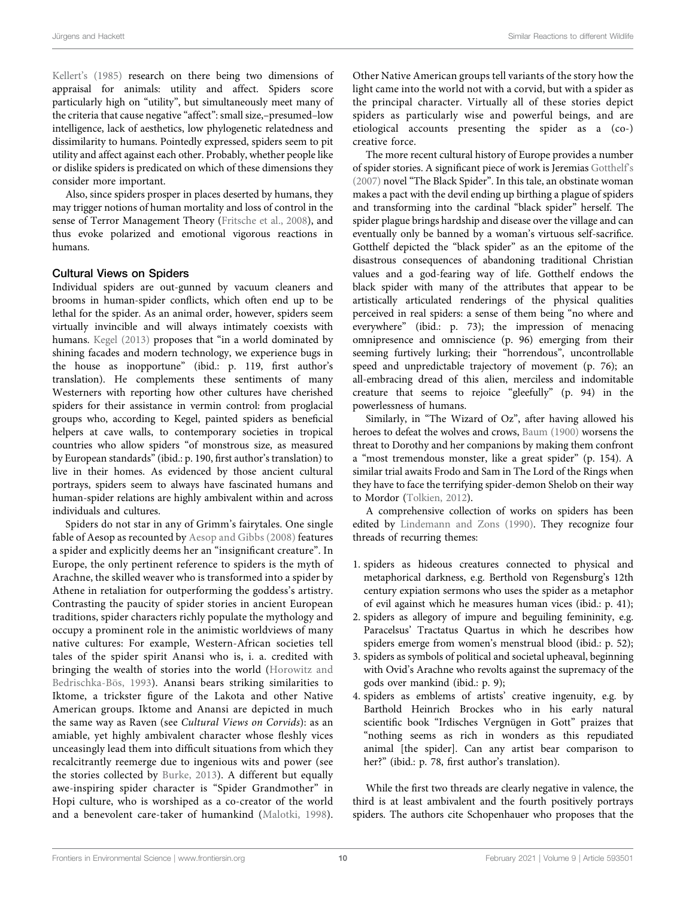Kellert's (1985) research on there being two dimensions of appraisal for animals: utility and affect. Spiders score particularly high on "utility", but simultaneously meet many of the criteria that cause negative "affect": small size,–presumed–low intelligence, lack of aesthetics, low phylogenetic relatedness and dissimilarity to humans. Pointedly expressed, spiders seem to pit utility and affect against each other. Probably, whether people like or dislike spiders is predicated on which of these dimensions they consider more important.

Also, since spiders prosper in places deserted by humans, they may trigger notions of human mortality and loss of control in the sense of Terror Management Theory (Fritsche et al., 2008), and thus evoke polarized and emotional vigorous reactions in humans.

### Cultural Views on Spiders

Individual spiders are out-gunned by vacuum cleaners and brooms in human-spider conflicts, which often end up to be lethal for the spider. As an animal order, however, spiders seem virtually invincible and will always intimately coexists with humans. Kegel (2013) proposes that "in a world dominated by shining facades and modern technology, we experience bugs in the house as inopportune" (ibid.: p. 119, first author's translation). He complements these sentiments of many Westerners with reporting how other cultures have cherished spiders for their assistance in vermin control: from proglacial groups who, according to Kegel, painted spiders as beneficial helpers at cave walls, to contemporary societies in tropical countries who allow spiders "of monstrous size, as measured by European standards" (ibid.: p. 190, first author's translation) to live in their homes. As evidenced by those ancient cultural portrays, spiders seem to always have fascinated humans and human-spider relations are highly ambivalent within and across individuals and cultures.

Spiders do not star in any of Grimm's fairytales. One single fable of Aesop as recounted by Aesop and Gibbs (2008) features a spider and explicitly deems her an "insignificant creature". In Europe, the only pertinent reference to spiders is the myth of Arachne, the skilled weaver who is transformed into a spider by Athene in retaliation for outperforming the goddess's artistry. Contrasting the paucity of spider stories in ancient European traditions, spider characters richly populate the mythology and occupy a prominent role in the animistic worldviews of many native cultures: For example, Western-African societies tell tales of the spider spirit Anansi who is, i. a. credited with bringing the wealth of stories into the world (Horowitz and Bedrischka-Bös, 1993). Anansi bears striking similarities to Iktome, a trickster figure of the Lakota and other Native American groups. Iktome and Anansi are depicted in much the same way as Raven (see *Cultural Views on Corvids*): as an amiable, yet highly ambivalent character whose fleshly vices unceasingly lead them into difficult situations from which they recalcitrantly reemerge due to ingenious wits and power (see the stories collected by Burke, 2013). A different but equally awe-inspiring spider character is "Spider Grandmother" in Hopi culture, who is worshiped as a co-creator of the world and a benevolent care-taker of humankind (Malotki, 1998). Other Native American groups tell variants of the story how the light came into the world not with a corvid, but with a spider as the principal character. Virtually all of these stories depict spiders as particularly wise and powerful beings, and are etiological accounts presenting the spider as a (co-) creative force.

The more recent cultural history of Europe provides a number of spider stories. A significant piece of work is Jeremias Gotthelf's (2007) novel "The Black Spider". In this tale, an obstinate woman makes a pact with the devil ending up birthing a plague of spiders and transforming into the cardinal "black spider" herself. The spider plague brings hardship and disease over the village and can eventually only be banned by a woman's virtuous self-sacrifice. Gotthelf depicted the "black spider" as an the epitome of the disastrous consequences of abandoning traditional Christian values and a god-fearing way of life. Gotthelf endows the black spider with many of the attributes that appear to be artistically articulated renderings of the physical qualities perceived in real spiders: a sense of them being "no where and everywhere" (ibid.: p. 73); the impression of menacing omnipresence and omniscience (p. 96) emerging from their seeming furtively lurking; their "horrendous", uncontrollable speed and unpredictable trajectory of movement (p. 76); an all-embracing dread of this alien, merciless and indomitable creature that seems to rejoice "gleefully" (p. 94) in the powerlessness of humans.

Similarly, in "The Wizard of Oz", after having allowed his heroes to defeat the wolves and crows, Baum (1900) worsens the threat to Dorothy and her companions by making them confront a "most tremendous monster, like a great spider" (p. 154). A similar trial awaits Frodo and Sam in The Lord of the Rings when they have to face the terrifying spider-demon Shelob on their way to Mordor (Tolkien, 2012).

A comprehensive collection of works on spiders has been edited by Lindemann and Zons (1990). They recognize four threads of recurring themes:

1. spiders as hideous creatures connected to physical and metaphorical darkness, e.g. Berthold von Regensburg's 12th century expiation sermons who uses the spider as a metaphor of evil against which he measures human vices (ibid.: p. 41);
2. spiders as allegory of impure and beguiling femininity, e.g. Paracelsus' Tractatus Quartus in which he describes how spiders emerge from women's menstrual blood (ibid.: p. 52);
3. spiders as symbols of political and societal upheaval, beginning with Ovid's Arachne who revolts against the supremacy of the gods over mankind (ibid.: p. 9);
4. spiders as emblems of artists' creative ingenuity, e.g. by Barthold Heinrich Brockes who in his early natural scientific book "Irdisches Vergnügen in Gott" praizes that "nothing seems as rich in wonders as this repudiated animal [the spider]. Can any artist bear comparison to her?" (ibid.: p. 78, first author's translation).

While the first two threads are clearly negative in valence, the third is at least ambivalent and the fourth positively portrays spiders. The authors cite Schopenhauer who proposes that the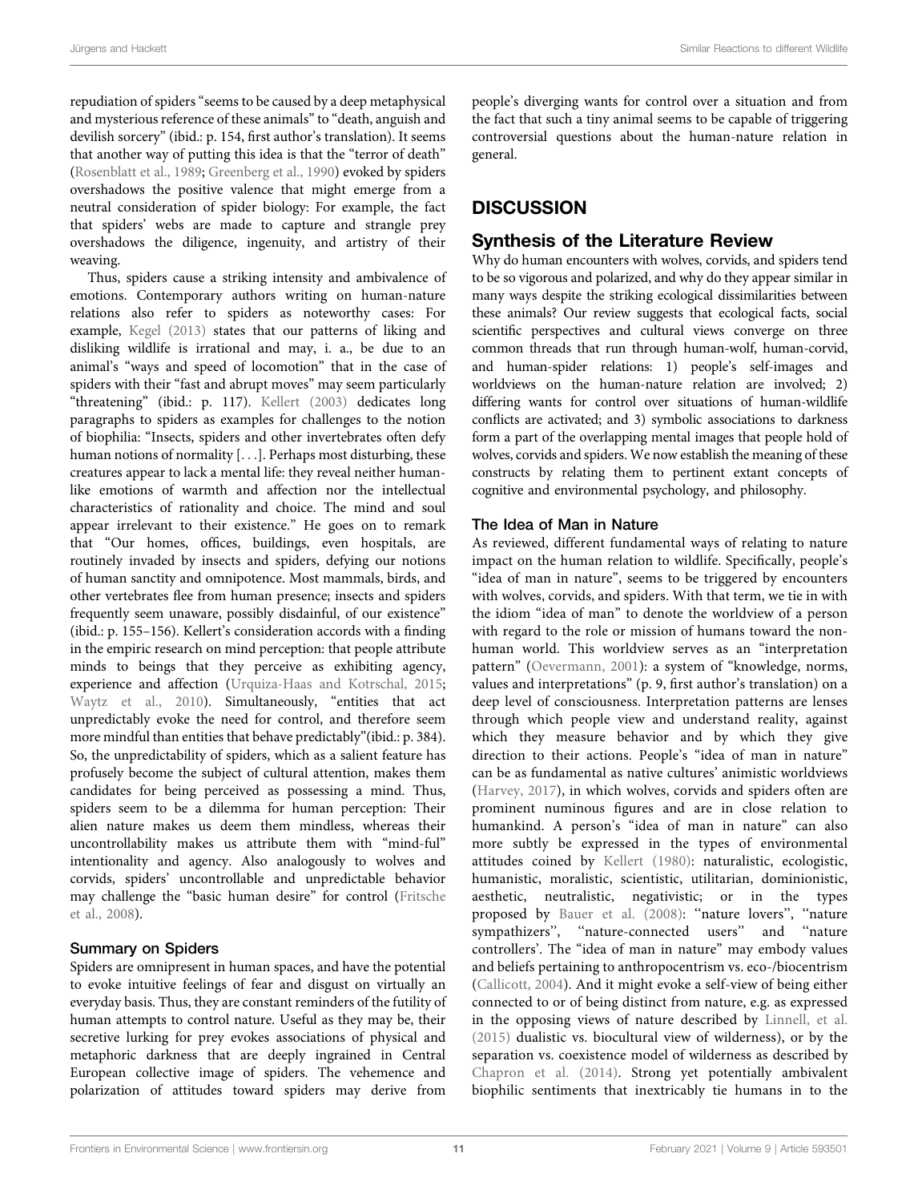repudiation of spiders "seems to be caused by a deep metaphysical and mysterious reference of these animals" to "death, anguish and devilish sorcery" (ibid.: p. 154, first author's translation). It seems that another way of putting this idea is that the "terror of death" (Rosenblatt et al., 1989; Greenberg et al., 1990) evoked by spiders overshadows the positive valence that might emerge from a neutral consideration of spider biology: For example, the fact that spiders' webs are made to capture and strangle prey overshadows the diligence, ingenuity, and artistry of their weaving.

Thus, spiders cause a striking intensity and ambivalence of emotions. Contemporary authors writing on human-nature relations also refer to spiders as noteworthy cases: For example, Kegel (2013) states that our patterns of liking and disliking wildlife is irrational and may, i. a., be due to an animal's "ways and speed of locomotion" that in the case of spiders with their "fast and abrupt moves" may seem particularly "threatening" (ibid.: p. 117). Kellert (2003) dedicates long paragraphs to spiders as examples for challenges to the notion of biophilia: "Insects, spiders and other invertebrates often defy human notions of normality [. . .]. Perhaps most disturbing, these creatures appear to lack a mental life: they reveal neither human-like emotions of warmth and affection nor the intellectual characteristics of rationality and choice. The mind and soul appear irrelevant to their existence." He goes on to remark that "Our homes, offices, buildings, even hospitals, are routinely invaded by insects and spiders, defying our notions of human sanctity and omnipotence. Most mammals, birds, and other vertebrates flee from human presence; insects and spiders frequently seem unaware, possibly disdainful, of our existence" (ibid.: p. 155–156). Kellert's consideration accords with a finding in the empiric research on mind perception: that people attribute minds to beings that they perceive as exhibiting agency, experience and affection (Urquiza-Haas and Kotrschal, 2015; Waytz et al., 2010). Simultaneously, "entities that act unpredictably evoke the need for control, and therefore seem more mindful than entities that behave predictably"(ibid.: p. 384). So, the unpredictability of spiders, which as a salient feature has profusely become the subject of cultural attention, makes them candidates for being perceived as possessing a mind. Thus, spiders seem to be a dilemma for human perception: Their alien nature makes us deem them mindless, whereas their uncontrollability makes us attribute them with "mind-ful" intentionality and agency. Also analogously to wolves and corvids, spiders' uncontrollable and unpredictable behavior may challenge the "basic human desire" for control (Fritsche et al., 2008).

### Summary on Spiders

Spiders are omnipresent in human spaces, and have the potential to evoke intuitive feelings of fear and disgust on virtually an everyday basis. Thus, they are constant reminders of the futility of human attempts to control nature. Useful as they may be, their secretive lurking for prey evokes associations of physical and metaphoric darkness that are deeply ingrained in Central European collective image of spiders. The vehemence and polarization of attitudes toward spiders may derive from people's diverging wants for control over a situation and from the fact that such a tiny animal seems to be capable of triggering controversial questions about the human-nature relation in general.

# DISCUSSION

## Synthesis of the Literature Review

Why do human encounters with wolves, corvids, and spiders tend to be so vigorous and polarized, and why do they appear similar in many ways despite the striking ecological dissimilarities between these animals? Our review suggests that ecological facts, social scientific perspectives and cultural views converge on three common threads that run through human-wolf, human-corvid, and human-spider relations: 1) people's self-images and worldviews on the human-nature relation are involved; 2) differing wants for control over situations of human-wildlife conflicts are activated; and 3) symbolic associations to darkness form a part of the overlapping mental images that people hold of wolves, corvids and spiders. We now establish the meaning of these constructs by relating them to pertinent extant concepts of cognitive and environmental psychology, and philosophy.

### The Idea of Man in Nature

As reviewed, different fundamental ways of relating to nature impact on the human relation to wildlife. Specifically, people's "idea of man in nature", seems to be triggered by encounters with wolves, corvids, and spiders. With that term, we tie in with the idiom "idea of man" to denote the worldview of a person with regard to the role or mission of humans toward the non-human world. This worldview serves as an "interpretation pattern" (Oevermann, 2001): a system of "knowledge, norms, values and interpretations" (p. 9, first author's translation) on a deep level of consciousness. Interpretation patterns are lenses through which people view and understand reality, against which they measure behavior and by which they give direction to their actions. People's "idea of man in nature" can be as fundamental as native cultures' animistic worldviews (Harvey, 2017), in which wolves, corvids and spiders often are prominent numinous figures and are in close relation to humankind. A person's "idea of man in nature" can also more subtly be expressed in the types of environmental attitudes coined by Kellert (1980): naturalistic, ecologistic, humanistic, moralistic, scientistic, utilitarian, dominionistic, aesthetic, neutralistic, negativistic; or in the types proposed by Bauer et al. (2008): "nature lovers", "nature sympathizers", "nature-connected users" and "nature controllers'. The "idea of man in nature" may embody values and beliefs pertaining to anthropocentrism vs. eco-/biocentrism (Callicott, 2004). And it might evoke a self-view of being either connected to or of being distinct from nature, e.g. as expressed in the opposing views of nature described by Linnell, et al. (2015) dualistic vs. biocultural view of wilderness), or by the separation vs. coexistence model of wilderness as described by Chapron et al. (2014). Strong yet potentially ambivalent biophilic sentiments that inextricably tie humans in to the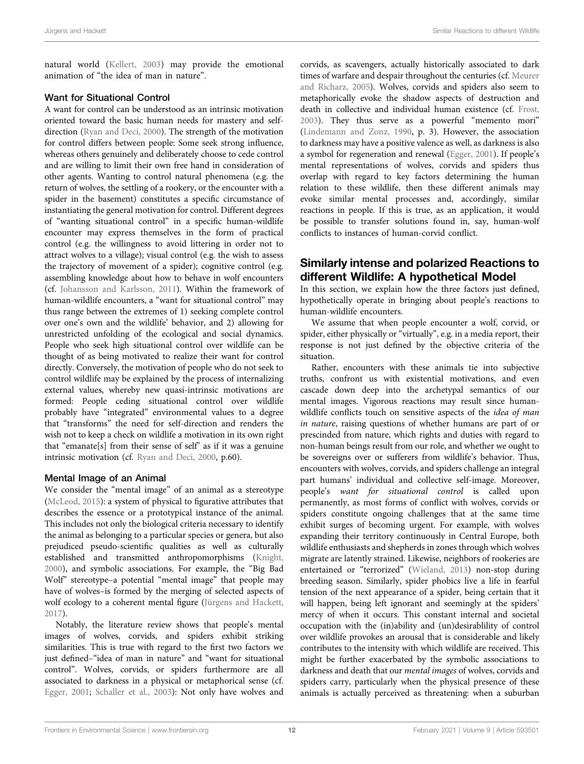natural world (Kellert, 2003) may provide the emotional animation of "the idea of man in nature".

### Want for Situational Control

A want for control can be understood as an intrinsic motivation oriented toward the basic human needs for mastery and self-direction (Ryan and Deci, 2000). The strength of the motivation for control differs between people: Some seek strong influence, whereas others genuinely and deliberately choose to cede control and are willing to limit their own free hand in consideration of other agents. Wanting to control natural phenomena (e.g. the return of wolves, the settling of a rookery, or the encounter with a spider in the basement) constitutes a specific circumstance of instantiating the general motivation for control. Different degrees of "wanting situational control" in a specific human-wildlife encounter may express themselves in the form of practical control (e.g. the willingness to avoid littering in order not to attract wolves to a village); visual control (e.g. the wish to assess the trajectory of movement of a spider); cognitive control (e.g. assembling knowledge about how to behave in wolf encounters (cf. Johansson and Karlsson, 2011). Within the framework of human-wildlife encounters, a "want for situational control" may thus range between the extremes of 1) seeking complete control over one's own and the wildlife' behavior, and 2) allowing for unrestricted unfolding of the ecological and social dynamics. People who seek high situational control over wildlife can be thought of as being motivated to realize their want for control directly. Conversely, the motivation of people who do not seek to control wildlife may be explained by the process of internalizing external values, whereby new quasi-intrinsic motivations are formed: People ceding situational control over wildlife probably have "integrated" environmental values to a degree that "transforms" the need for self-direction and renders the wish not to keep a check on wildlife a motivation in its own right that "emanate[s] from their sense of self" as if it was a genuine intrinsic motivation (cf. Ryan and Deci, 2000, p.60).

### Mental Image of an Animal

We consider the "mental image" of an animal as a stereotype (McLeod, 2015): a system of physical to figurative attributes that describes the essence or a prototypical instance of the animal. This includes not only the biological criteria necessary to identify the animal as belonging to a particular species or genera, but also prejudiced pseudo-scientific qualities as well as culturally established and transmitted anthropomorphisms (Knight, 2000), and symbolic associations. For example, the "Big Bad Wolf" stereotype–a potential "mental image" that people may have of wolves–is formed by the merging of selected aspects of wolf ecology to a coherent mental figure (Jürgens and Hackett, 2017).

Notably, the literature review shows that people's mental images of wolves, corvids, and spiders exhibit striking similarities. This is true with regard to the first two factors we just defined–"idea of man in nature" and "want for situational control". Wolves, corvids, or spiders furthermore are all associated to darkness in a physical or metaphorical sense (cf. Egger, 2001; Schaller et al., 2003): Not only have wolves and corvids, as scavengers, actually historically associated to dark times of warfare and despair throughout the centuries (cf. Meurer and Richarz, 2005). Wolves, corvids and spiders also seem to metaphorically evoke the shadow aspects of destruction and death in collective and individual human existence (cf. Frost, 2003). They thus serve as a powerful "memento mori" (Lindemann and Zonz, 1990, p. 3). However, the association to darkness may have a positive valence as well, as darkness is also a symbol for regeneration and renewal (Egger, 2001). If people's mental representations of wolves, corvids and spiders thus overlap with regard to key factors determining the human relation to these wildlife, then these different animals may evoke similar mental processes and, accordingly, similar reactions in people. If this is true, as an application, it would be possible to transfer solutions found in, say, human-wolf conflicts to instances of human-corvid conflict.

## Similarly intense and polarized Reactions to different Wildlife: A hypothetical Model

In this section, we explain how the three factors just defined, hypothetically operate in bringing about people's reactions to human-wildlife encounters.

We assume that when people encounter a wolf, corvid, or spider, either physically or "virtually", e.g. in a media report, their response is not just defined by the objective criteria of the situation.

Rather, encounters with these animals tie into subjective truths, confront us with existential motivations, and even cascade down deep into the archetypal semantics of our mental images. Vigorous reactions may result since human-wildlife conflicts touch on sensitive aspects of the *idea of man in nature*, raising questions of whether humans are part of or prescinded from nature, which rights and duties with regard to non-human beings result from our role, and whether we ought to be sovereigns over or sufferers from wildlife's behavior. Thus, encounters with wolves, corvids, and spiders challenge an integral part humans' individual and collective self-image. Moreover, people's *want for situational control* is called upon permanently, as most forms of conflict with wolves, corvids or spiders constitute ongoing challenges that at the same time exhibit surges of becoming urgent. For example, with wolves expanding their territory continuously in Central Europe, both wildlife enthusiasts and shepherds in zones through which wolves migrate are latently strained. Likewise, neighbors of rookeries are entertained or "terrorized" (Wieland, 2013) non-stop during breeding season. Similarly, spider phobics live a life in fearful tension of the next appearance of a spider, being certain that it will happen, being left ignorant and seemingly at the spiders' mercy of when it occurs. This constant internal and societal occupation with the (in)ability and (un)desirablility of control over wildlife provokes an arousal that is considerable and likely contributes to the intensity with which wildlife are received. This might be further exacerbated by the symbolic associations to darkness and death that our *mental images* of wolves, corvids and spiders carry, particularly when the physical presence of these animals is actually perceived as threatening: when a suburban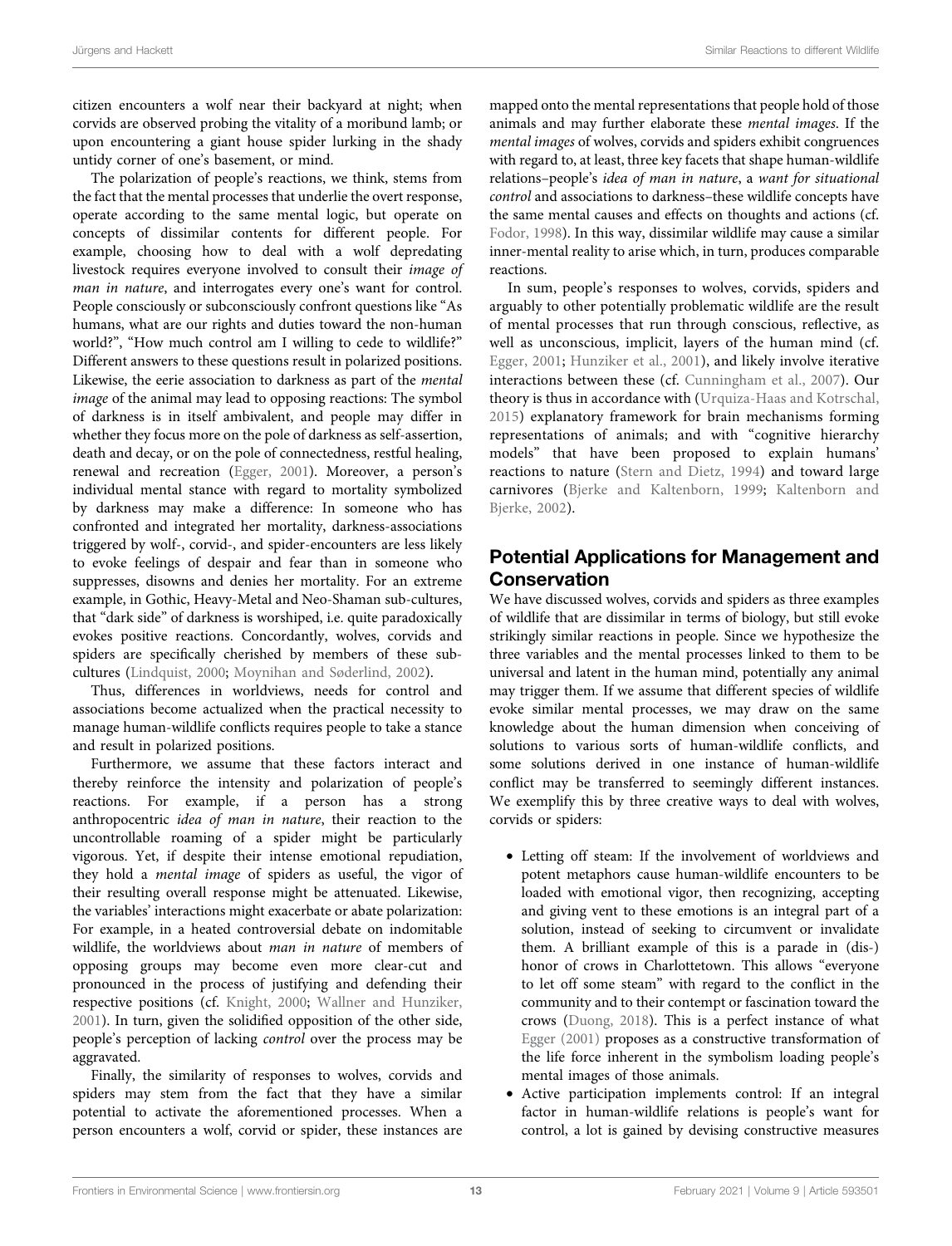citizen encounters a wolf near their backyard at night; when corvids are observed probing the vitality of a moribund lamb; or upon encountering a giant house spider lurking in the shady untidy corner of one's basement, or mind.

The polarization of people's reactions, we think, stems from the fact that the mental processes that underlie the overt response, operate according to the same mental logic, but operate on concepts of dissimilar contents for different people. For example, choosing how to deal with a wolf depredating livestock requires everyone involved to consult their *image of man in nature*, and interrogates every one's want for control. People consciously or subconsciously confront questions like "As humans, what are our rights and duties toward the non-human world?", "How much control am I willing to cede to wildlife?" Different answers to these questions result in polarized positions. Likewise, the eerie association to darkness as part of the *mental image* of the animal may lead to opposing reactions: The symbol of darkness is in itself ambivalent, and people may differ in whether they focus more on the pole of darkness as self-assertion, death and decay, or on the pole of connectedness, restful healing, renewal and recreation (Egger, 2001). Moreover, a person's individual mental stance with regard to mortality symbolized by darkness may make a difference: In someone who has confronted and integrated her mortality, darkness-associations triggered by wolf-, corvid-, and spider-encounters are less likely to evoke feelings of despair and fear than in someone who suppresses, disowns and denies her mortality. For an extreme example, in Gothic, Heavy-Metal and Neo-Shaman sub-cultures, that "dark side" of darkness is worshiped, i.e. quite paradoxically evokes positive reactions. Concordantly, wolves, corvids and spiders are specifically cherished by members of these sub-cultures (Lindquist, 2000; Moynihan and Søderlind, 2002).

Thus, differences in worldviews, needs for control and associations become actualized when the practical necessity to manage human-wildlife conflicts requires people to take a stance and result in polarized positions.

Furthermore, we assume that these factors interact and thereby reinforce the intensity and polarization of people's reactions. For example, if a person has a strong anthropocentric *idea of man in nature*, their reaction to the uncontrollable roaming of a spider might be particularly vigorous. Yet, if despite their intense emotional repudiation, they hold a *mental image* of spiders as useful, the vigor of their resulting overall response might be attenuated. Likewise, the variables' interactions might exacerbate or abate polarization: For example, in a heated controversial debate on indomitable wildlife, the worldviews about *man in nature* of members of opposing groups may become even more clear-cut and pronounced in the process of justifying and defending their respective positions (cf. Knight, 2000; Wallner and Hunziker, 2001). In turn, given the solidified opposition of the other side, people's perception of lacking *control* over the process may be aggravated.

Finally, the similarity of responses to wolves, corvids and spiders may stem from the fact that they have a similar potential to activate the aforementioned processes. When a person encounters a wolf, corvid or spider, these instances are mapped onto the mental representations that people hold of those animals and may further elaborate these *mental images*. If the *mental images* of wolves, corvids and spiders exhibit congruences with regard to, at least, three key facets that shape human-wildlife relations–people's *idea of man in nature*, a *want for situational control* and associations to darkness–these wildlife concepts have the same mental causes and effects on thoughts and actions (cf. Fodor, 1998). In this way, dissimilar wildlife may cause a similar inner-mental reality to arise which, in turn, produces comparable reactions.

In sum, people's responses to wolves, corvids, spiders and arguably to other potentially problematic wildlife are the result of mental processes that run through conscious, reflective, as well as unconscious, implicit, layers of the human mind (cf. Egger, 2001; Hunziker et al., 2001), and likely involve iterative interactions between these (cf. Cunningham et al., 2007). Our theory is thus in accordance with (Urquiza-Haas and Kotrschal, 2015) explanatory framework for brain mechanisms forming representations of animals; and with "cognitive hierarchy models" that have been proposed to explain humans' reactions to nature (Stern and Dietz, 1994) and toward large carnivores (Bjerke and Kaltenborn, 1999; Kaltenborn and Bjerke, 2002).

## Potential Applications for Management and Conservation

We have discussed wolves, corvids and spiders as three examples of wildlife that are dissimilar in terms of biology, but still evoke strikingly similar reactions in people. Since we hypothesize the three variables and the mental processes linked to them to be universal and latent in the human mind, potentially any animal may trigger them. If we assume that different species of wildlife evoke similar mental processes, we may draw on the same knowledge about the human dimension when conceiving of solutions to various sorts of human-wildlife conflicts, and some solutions derived in one instance of human-wildlife conflict may be transferred to seemingly different instances. We exemplify this by three creative ways to deal with wolves, corvids or spiders:

- Letting off steam: If the involvement of worldviews and potent metaphors cause human-wildlife encounters to be loaded with emotional vigor, then recognizing, accepting and giving vent to these emotions is an integral part of a solution, instead of seeking to circumvent or invalidate them. A brilliant example of this is a parade in (dis-) honor of crows in Charlottetown. This allows "everyone to let off some steam" with regard to the conflict in the community and to their contempt or fascination toward the crows (Duong, 2018). This is a perfect instance of what Egger (2001) proposes as a constructive transformation of the life force inherent in the symbolism loading people's mental images of those animals.
- Active participation implements control: If an integral factor in human-wildlife relations is people's want for control, a lot is gained by devising constructive measures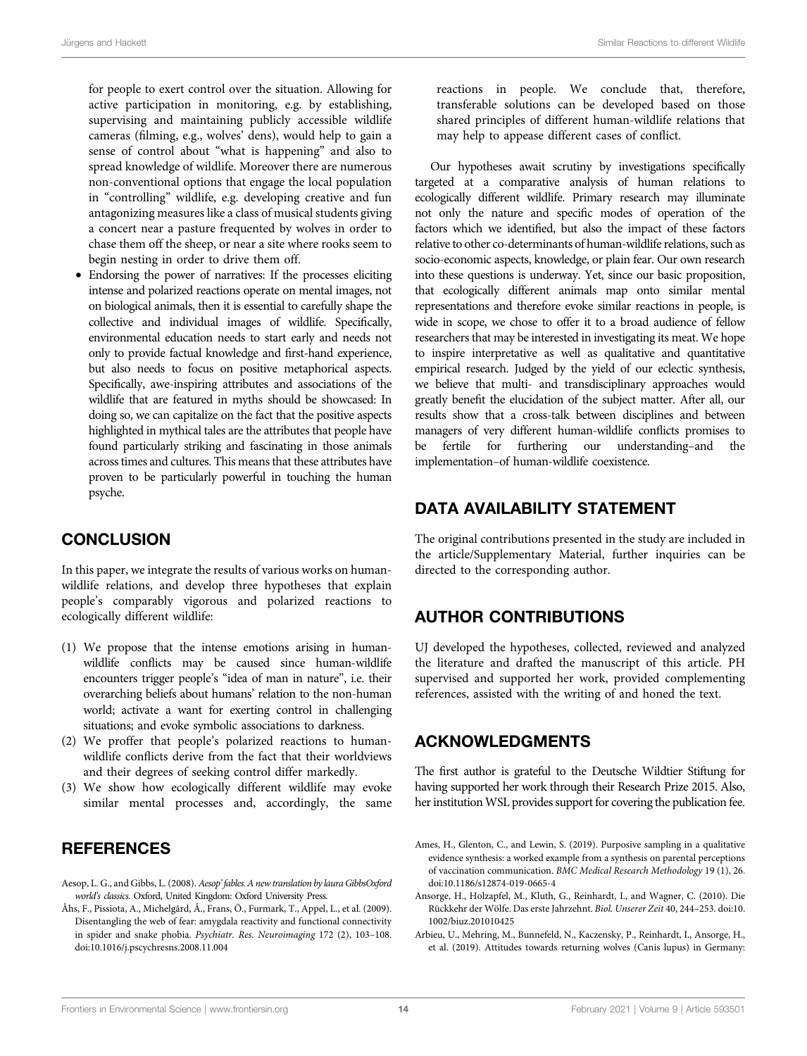for people to exert control over the situation. Allowing for active participation in monitoring, e.g. by establishing, supervising and maintaining publicly accessible wildlife cameras (filming, e.g., wolves' dens), would help to gain a sense of control about "what is happening" and also to spread knowledge of wildlife. Moreover there are numerous non-conventional options that engage the local population in "controlling" wildlife, e.g. developing creative and fun antagonizing measures like a class of musical students giving a concert near a pasture frequented by wolves in order to chase them off the sheep, or near a site where rooks seem to begin nesting in order to drive them off.

- Endorsing the power of narratives: If the processes eliciting intense and polarized reactions operate on mental images, not on biological animals, then it is essential to carefully shape the collective and individual images of wildlife. Specifically, environmental education needs to start early and needs not only to provide factual knowledge and first-hand experience, but also needs to focus on positive metaphorical aspects. Specifically, awe-inspiring attributes and associations of the wildlife that are featured in myths should be showcased: In doing so, we can capitalize on the fact that the positive aspects highlighted in mythical tales are the attributes that people have found particularly striking and fascinating in those animals across times and cultures. This means that these attributes have proven to be particularly powerful in touching the human psyche.

## CONCLUSION

In this paper, we integrate the results of various works on human-wildlife relations, and develop three hypotheses that explain people's comparably vigorous and polarized reactions to ecologically different wildlife:

(1) We propose that the intense emotions arising in human-wildlife conflicts may be caused since human-wildlife encounters trigger people's "idea of man in nature", i.e. their overarching beliefs about humans' relation to the non-human world; activate a want for exerting control in challenging situations; and evoke symbolic associations to darkness.
(2) We proffer that people's polarized reactions to human-wildlife conflicts derive from the fact that their worldviews and their degrees of seeking control differ markedly.
(3) We show how ecologically different wildlife may evoke similar mental processes and, accordingly, the same reactions in people. We conclude that, therefore, transferable solutions can be developed based on those shared principles of different human-wildlife relations that may help to appease different cases of conflict.

Our hypotheses await scrutiny by investigations specifically targeted at a comparative analysis of human relations to ecologically different wildlife. Primary research may illuminate not only the nature and specific modes of operation of the factors which we identified, but also the impact of these factors relative to other co-determinants of human-wildlife relations, such as socio-economic aspects, knowledge, or plain fear. Our own research into these questions is underway. Yet, since our basic proposition, that ecologically different animals map onto similar mental representations and therefore evoke similar reactions in people, is wide in scope, we chose to offer it to a broad audience of fellow researchers that may be interested in investigating its meat. We hope to inspire interpretative as well as qualitative and quantitative empirical research. Judged by the yield of our eclectic synthesis, we believe that multi- and transdisciplinary approaches would greatly benefit the elucidation of the subject matter. After all, our results show that a cross-talk between disciplines and between managers of very different human-wildlife conflicts promises to be fertile for furthering our understanding–and the implementation–of human-wildlife coexistence.

## DATA AVAILABILITY STATEMENT

The original contributions presented in the study are included in the article/Supplementary Material, further inquiries can be directed to the corresponding author.

## AUTHOR CONTRIBUTIONS

UJ developed the hypotheses, collected, reviewed and analyzed the literature and drafted the manuscript of this article. PH supervised and supported her work, provided complementing references, assisted with the writing of and honed the text.

## ACKNOWLEDGMENTS

The first author is grateful to the Deutsche Wildtier Stiftung for having supported her work through their Research Prize 2015. Also, her institution WSL provides support for covering the publication fee.

## REFERENCES

Aesop, L. G., and Gibbs, L. (2008). *Aesop' fables. A new translation by laura GibbsOxford world's classics.* Oxford, United Kingdom: Oxford University Press.

Åhs, F., Pissiota, A., Michelgård, Å., Frans, Ö., Furmark, T., Appel, L., et al. (2009). Disentangling the web of fear: amygdala reactivity and functional connectivity in spider and snake phobia. *Psychiatr. Res. Neuroimaging* 172 (2), 103–108. doi:10.1016/j.pscychresns.2008.11.004

Ames, H., Glenton, C., and Lewin, S. (2019). Purposive sampling in a qualitative evidence synthesis: a worked example from a synthesis on parental perceptions of vaccination communication. *BMC Medical Research Methodology* 19 (1), 26. doi:10.1186/s12874-019-0665-4

Ansorge, H., Holzapfel, M., Kluth, G., Reinhardt, I., and Wagner, C. (2010). Die Rückkehr der Wölfe. Das erste Jahrzehnt. *Biol. Unserer Zeit* 40, 244–253. doi:10.1002/biuz.201010425

Arbieu, U., Mehring, M., Bunnefeld, N., Kaczensky, P., Reinhardt, I., Ansorge, H., et al. (2019). Attitudes towards returning wolves (Canis lupus) in Germany: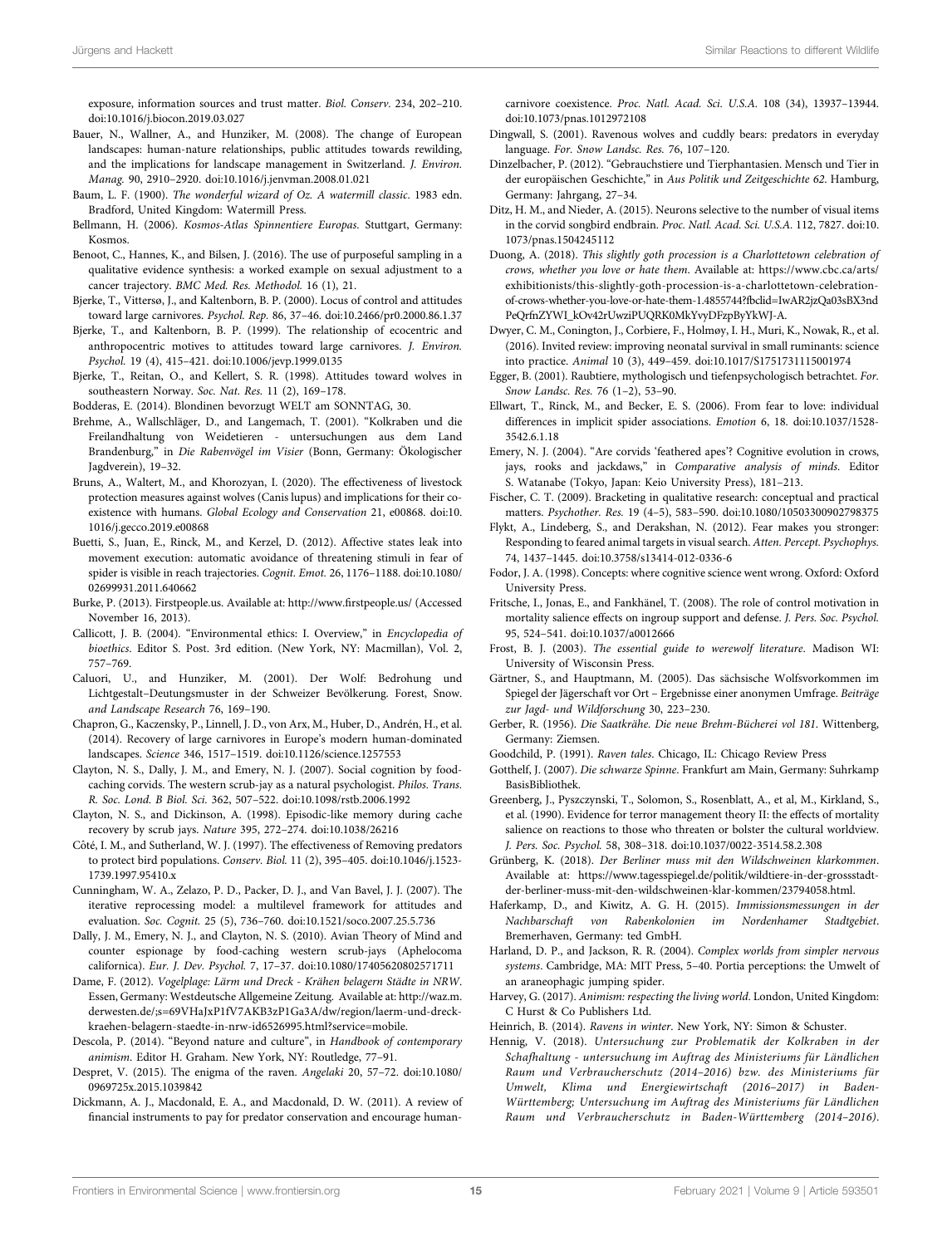exposure, information sources and trust matter. *Biol. Conserv.* 234, 202–210. doi:10.1016/j.biocon.2019.03.027

Bauer, N., Wallner, A., and Hunziker, M. (2008). The change of European landscapes: human-nature relationships, public attitudes towards rewilding, and the implications for landscape management in Switzerland. *J. Environ. Manag.* 90, 2910–2920. doi:10.1016/j.jenvman.2008.01.021

Baum, L. F. (1900). *The wonderful wizard of Oz. A watermill classic*. 1983 edn. Bradford, United Kingdom: Watermill Press.

Bellmann, H. (2006). *Kosmos-Atlas Spinnentiere Europas*. Stuttgart, Germany: Kosmos.

Benoot, C., Hannes, K., and Bilsen, J. (2016). The use of purposeful sampling in a qualitative evidence synthesis: a worked example on sexual adjustment to a cancer trajectory. *BMC Med. Res. Methodol.* 16 (1), 21.

Bjerke, T., Vittersø, J., and Kaltenborn, B. P. (2000). Locus of control and attitudes toward large carnivores. *Psychol. Rep.* 86, 37–46. doi:10.2466/pr0.2000.86.1.37

Bjerke, T., and Kaltenborn, B. P. (1999). The relationship of ecocentric and anthropocentric motives to attitudes toward large carnivores. *J. Environ. Psychol.* 19 (4), 415–421. doi:10.1006/jevp.1999.0135

Bjerke, T., Reitan, O., and Kellert, S. R. (1998). Attitudes toward wolves in southeastern Norway. *Soc. Nat. Res.* 11 (2), 169–178.

Bodderas, E. (2014). Blondinen bevorzugt WELT am SONNTAG, 30.

Brehme, A., Wallschläger, D., and Langemach, T. (2001). "Kolkraben und die Freilandhaltung von Weidetieren - untersuchungen aus dem Land Brandenburg," in *Die Rabenvögel im Visier* (Bonn, Germany: Ökologischer Jagdverein), 19–32.

Bruns, A., Waltert, M., and Khorozyan, I. (2020). The effectiveness of livestock protection measures against wolves (Canis lupus) and implications for their co-existence with humans. *Global Ecology and Conservation* 21, e00868. doi:10.1016/j.gecco.2019.e00868

Buetti, S., Juan, E., Rinck, M., and Kerzel, D. (2012). Affective states leak into movement execution: automatic avoidance of threatening stimuli in fear of spider is visible in reach trajectories. *Cognit. Emot.* 26, 1176–1188. doi:10.1080/02699931.2011.640662

Burke, P. (2013). Firstpeople.us. Available at: http://www.firstpeople.us/ (Accessed November 16, 2013).

Callicott, J. B. (2004). "Environmental ethics: I. Overview," in *Encyclopedia of bioethics*. Editor S. Post. 3rd edition. (New York, NY: Macmillan), Vol. 2, 757–769.

Caluori, U., and Hunziker, M. (2001). Der Wolf: Bedrohung und Lichtgestalt–Deutungsmuster in der Schweizer Bevölkerung. Forest, Snow. *and Landscape Research* 76, 169–190.

Chapron, G., Kaczensky, P., Linnell, J. D., von Arx, M., Huber, D., Andrén, H., et al. (2014). Recovery of large carnivores in Europe's modern human-dominated landscapes. *Science* 346, 1517–1519. doi:10.1126/science.1257553

Clayton, N. S., Dally, J. M., and Emery, N. J. (2007). Social cognition by food-caching corvids. The western scrub-jay as a natural psychologist. *Philos. Trans. R. Soc. Lond. B Biol. Sci.* 362, 507–522. doi:10.1098/rstb.2006.1992

Clayton, N. S., and Dickinson, A. (1998). Episodic-like memory during cache recovery by scrub jays. *Nature* 395, 272–274. doi:10.1038/26216

Côté, I. M., and Sutherland, W. J. (1997). The effectiveness of Removing predators to protect bird populations. *Conserv. Biol.* 11 (2), 395–405. doi:10.1046/j.1523-1739.1997.95410.x

Cunningham, W. A., Zelazo, P. D., Packer, D. J., and Van Bavel, J. J. (2007). The iterative reprocessing model: a multilevel framework for attitudes and evaluation. *Soc. Cognit.* 25 (5), 736–760. doi:10.1521/soco.2007.25.5.736

Dally, J. M., Emery, N. J., and Clayton, N. S. (2010). Avian Theory of Mind and counter espionage by food-caching western scrub-jays (Aphelocoma californica). *Eur. J. Dev. Psychol.* 7, 17–37. doi:10.1080/17405620802571711

Dame, F. (2012). *Vogelplage: Lärm und Dreck - Krähen belagern Städte in NRW*. Essen, Germany: Westdeutsche Allgemeine Zeitung. Available at: http://waz.m.derwesten.de/;s=69VHaJxP1fV7AKB3zP1Ga3A/dw/region/laerm-und-dreck-kraehen-belagern-staedte-in-nrw-id6526995.html?service=mobile.

Descola, P. (2014). "Beyond nature and culture", in *Handbook of contemporary animism*. Editor H. Graham. New York, NY: Routledge, 77–91.

Despret, V. (2015). The enigma of the raven. *Angelaki* 20, 57–72. doi:10.1080/0969725x.2015.1039842

Dickmann, A. J., Macdonald, E. A., and Macdonald, D. W. (2011). A review of financial instruments to pay for predator conservation and encourage human-carnivore coexistence. *Proc. Natl. Acad. Sci. U.S.A.* 108 (34), 13937–13944. doi:10.1073/pnas.1012972108

Dingwall, S. (2001). Ravenous wolves and cuddly bears: predators in everyday language. *For. Snow Landsc. Res.* 76, 107–120.

Dinzelbacher, P. (2012). "Gebrauchstiere und Tierphantasien. Mensch und Tier in der europäischen Geschichte," in *Aus Politik und Zeitgeschichte 62*. Hamburg, Germany: Jahrgang, 27–34.

Ditz, H. M., and Nieder, A. (2015). Neurons selective to the number of visual items in the corvid songbird endbrain. *Proc. Natl. Acad. Sci. U.S.A.* 112, 7827. doi:10.1073/pnas.1504245112

Duong, A. (2018). *This slightly goth procession is a Charlottetown celebration of crows, whether you love or hate them*. Available at: https://www.cbc.ca/arts/exhibitionists/this-slightly-goth-procession-is-a-charlottetown-celebration-of-crows-whether-you-love-or-hate-them-1.4855744?fbclid=IwAR2jzQa03sBX3ndPeQrfnZYWI_kOv42rUwziPUQRK0MkYvyDFzpByYkWJ-A.

Dwyer, C. M., Conington, J., Corbiere, F., Holmøy, I. H., Muri, K., Nowak, R., et al. (2016). Invited review: improving neonatal survival in small ruminants: science into practice. *Animal* 10 (3), 449–459. doi:10.1017/S1751731115001974

Egger, B. (2001). Raubtiere, mythologisch und tiefenpsychologisch betrachtet. *For. Snow Landsc. Res.* 76 (1–2), 53–90.

Ellwart, T., Rinck, M., and Becker, E. S. (2006). From fear to love: individual differences in implicit spider associations. *Emotion* 6, 18. doi:10.1037/1528-3542.6.1.18

Emery, N. J. (2004). "Are corvids 'feathered apes'? Cognitive evolution in crows, jays, rooks and jackdaws," in *Comparative analysis of minds*. Editor S. Watanabe (Tokyo, Japan: Keio University Press), 181–213.

Fischer, C. T. (2009). Bracketing in qualitative research: conceptual and practical matters. *Psychother. Res.* 19 (4–5), 583–590. doi:10.1080/10503300902798375

Flykt, A., Lindeberg, S., and Derakshan, N. (2012). Fear makes you stronger: Responding to feared animal targets in visual search. *Atten. Percept. Psychophys.* 74, 1437–1445. doi:10.3758/s13414-012-0336-6

Fodor, J. A. (1998). Concepts: where cognitive science went wrong. Oxford: Oxford University Press.

Fritsche, I., Jonas, E., and Fankhänel, T. (2008). The role of control motivation in mortality salience effects on ingroup support and defense. *J. Pers. Soc. Psychol.* 95, 524–541. doi:10.1037/a0012666

Frost, B. J. (2003). *The essential guide to werewolf literature*. Madison WI: University of Wisconsin Press.

Gärtner, S., and Hauptmann, M. (2005). Das sächsische Wolfsvorkommen im Spiegel der Jägerschaft vor Ort – Ergebnisse einer anonymen Umfrage. *Beiträge zur Jagd- und Wildforschung* 30, 223–230.

Gerber, R. (1956). *Die Saatkrähe. Die neue Brehm-Bücherei vol 181*. Wittenberg, Germany: Ziemsen.

Goodchild, P. (1991). *Raven tales*. Chicago, IL: Chicago Review Press

Gotthelf, J. (2007). *Die schwarze Spinne*. Frankfurt am Main, Germany: Suhrkamp BasisBibliothek.

Greenberg, J., Pyszczynski, T., Solomon, S., Rosenblatt, A., et al, M., Kirkland, S., et al. (1990). Evidence for terror management theory II: the effects of mortality salience on reactions to those who threaten or bolster the cultural worldview. *J. Pers. Soc. Psychol.* 58, 308–318. doi:10.1037/0022-3514.58.2.308

Grünberg, K. (2018). *Der Berliner muss mit den Wildschweinen klarkommen*. Available at: https://www.tagesspiegel.de/politik/wildtiere-in-der-grossstadt-der-berliner-muss-mit-den-wildschweinen-klar-kommen/23794058.html.

Haferkamp, D., and Kiwitz, A. G. H. (2015). *Immissionsmessungen in der Nachbarschaft von Rabenkolonien im Nordenhamer Stadtgebiet*. Bremerhaven, Germany: ted GmbH.

Harland, D. P., and Jackson, R. R. (2004). *Complex worlds from simpler nervous systems*. Cambridge, MA: MIT Press, 5–40. Portia perceptions: the Umwelt of an araneophagic jumping spider.

Harvey, G. (2017). *Animism: respecting the living world*. London, United Kingdom: C Hurst & Co Publishers Ltd.

Heinrich, B. (2014). *Ravens in winter*. New York, NY: Simon & Schuster.

Hennig, V. (2018). *Untersuchung zur Problematik der Kolkraben in der Schafhaltung - untersuchung im Auftrag des Ministeriums für Ländlichen Raum und Verbraucherschutz (2014–2016) bzw. des Ministeriums für Umwelt, Klima und Energiewirtschaft (2016–2017) in Baden-Württemberg; Untersuchung im Auftrag des Ministeriums für Ländlichen Raum und Verbraucherschutz in Baden-Württemberg (2014–2016)*.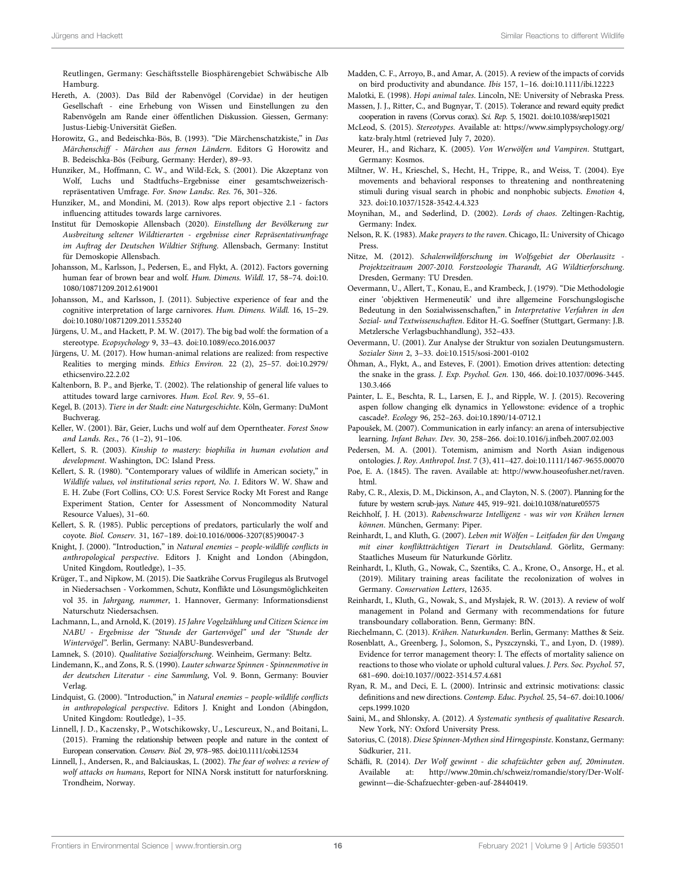Reutlingen, Germany: Geschäftsstelle Biosphärengebiet Schwäbische Alb Hamburg.

Hereth, A. (2003). Das Bild der Rabenvögel (Corvidae) in der heutigen Gesellschaft - eine Erhebung von Wissen und Einstellungen zu den Rabenvögeln am Rande einer öffentlichen Diskussion. Giessen, Germany: Justus-Liebig-Universität Gießen.

Horowitz, G., and Bedeischka-Bös, B. (1993). "Die Märchenschatzkiste," in *Das Märchenschiff - Märchen aus fernen Ländern*. Editors G Horowitz and B. Bedeischka-Bös (Feiburg, Germany: Herder), 89–93.

Hunziker, M., Hoffmann, C. W., and Wild-Eck, S. (2001). Die Akzeptanz von Wolf, Luchs und Stadtfuchs–Ergebnisse einer gesamtschweizerisch-repräsentativen Umfrage. *For. Snow Landsc. Res.* 76, 301–326.

Hunziker, M., and Mondini, M. (2013). Row alps report objective 2.1 - factors influencing attitudes towards large carnivores.

Institut für Demoskopie Allensbach (2020). *Einstellung der Bevölkerung zur Ausbreitung seltener Wildtierarten - ergebnisse einer Repräsentativumfrage im Auftrag der Deutschen Wildtier Stiftung*. Allensbach, Germany: Institut für Demoskopie Allensbach.

Johansson, M., Karlsson, J., Pedersen, E., and Flykt, A. (2012). Factors governing human fear of brown bear and wolf. *Hum. Dimens. Wildl.* 17, 58–74. doi:10.1080/10871209.2012.619001

Johansson, M., and Karlsson, J. (2011). Subjective experience of fear and the cognitive interpretation of large carnivores. *Hum. Dimens. Wildl.* 16, 15–29. doi:10.1080/10871209.2011.535240

Jürgens, U. M., and Hackett, P. M. W. (2017). The big bad wolf: the formation of a stereotype. *Ecopsychology* 9, 33–43. doi:10.1089/eco.2016.0037

Jürgens, U. M. (2017). How human-animal relations are realized: from respective Realities to merging minds. *Ethics Environ.* 22 (2), 25–57. doi:10.2979/ethicsenviro.22.2.02

Kaltenborn, B. P., and Bjerke, T. (2002). The relationship of general life values to attitudes toward large carnivores. *Hum. Ecol. Rev.* 9, 55–61.

Kegel, B. (2013). *Tiere in der Stadt: eine Naturgeschichte*. Köln, Germany: DuMont Buchverag.

Keller, W. (2001). Bär, Geier, Luchs und wolf auf dem Operntheater. *Forest Snow and Lands. Res.*, 76 (1–2), 91–106.

Kellert, S. R. (2003). *Kinship to mastery: biophilia in human evolution and development*. Washington, DC: Island Press.

Kellert, S. R. (1980). "Contemporary values of wildlife in American society," in *Wildlife values, vol institutional series report, No. 1*. Editors W. W. Shaw and E. H. Zube (Fort Collins, CO: U.S. Forest Service Rocky Mt Forest and Range Experiment Station, Center for Assessment of Noncommodity Natural Resource Values), 31–60.

Kellert, S. R. (1985). Public perceptions of predators, particularly the wolf and coyote. *Biol. Conserv.* 31, 167–189. doi:10.1016/0006-3207(85)90047-3

Knight, J. (2000). "Introduction," in *Natural enemies – people-wildlife conflicts in anthropological perspective*. Editors J. Knight and London (Abingdon, United Kingdom, Routledge), 1–35.

Krüger, T., and Nipkow, M. (2015). Die Saatkrähe Corvus Frugilegus als Brutvogel in Niedersachsen - Vorkommen, Schutz, Konflikte und Lösungsmöglichkeiten vol 35. in *Jahrgang, nummer*, 1. Hannover, Germany: Informationsdienst Naturschutz Niedersachsen.

Lachmann, L., and Arnold, K. (2019). *15 Jahre Vogelzählung und Citizen Science im NABU - Ergebnisse der "Stunde der Gartenvögel" und der "Stunde der Wintervögel"*. Berlin, Germany: NABU-Bundesverband.

Lamnek, S. (2010). *Qualitative Sozialforschung*. Weinheim, Germany: Beltz.

Lindemann, K., and Zons, R. S. (1990). *Lauter schwarze Spinnen - Spinnenmotive in der deutschen Literatur - eine Sammlung*, Vol. 9. Bonn, Germany: Bouvier Verlag.

Lindquist, G. (2000). "Introduction," in *Natural enemies – people-wildlife conflicts in anthropological perspective*. Editors J. Knight and London (Abingdon, United Kingdom: Routledge), 1–35.

Linnell, J. D., Kaczensky, P., Wotschikowsky, U., Lescureux, N., and Boitani, L. (2015). Framing the relationship between people and nature in the context of European conservation. *Conserv. Biol.* 29, 978–985. doi:10.1111/cobi.12534

Linnell, J., Andersen, R., and Balciauskas, L. (2002). *The fear of wolves: a review of wolf attacks on humans*, Report for NINA Norsk institutt for naturforskning. Trondheim, Norway.

Madden, C. F., Arroyo, B., and Amar, A. (2015). A review of the impacts of corvids on bird productivity and abundance. *Ibis* 157, 1–16. doi:10.1111/ibi.12223

Malotki, E. (1998). *Hopi animal tales*. Lincoln, NE: University of Nebraska Press.

Massen, J. J., Ritter, C., and Bugnyar, T. (2015). Tolerance and reward equity predict cooperation in ravens (Corvus corax). *Sci. Rep.* 5, 15021. doi:10.1038/srep15021

McLeod, S. (2015). *Stereotypes*. Available at: https://www.simplypsychology.org/katz-braly.html (retrieved July 7, 2020).

Meurer, H., and Richarz, K. (2005). *Von Werwölfen und Vampiren*. Stuttgart, Germany: Kosmos.

Miltner, W. H., Krieschel, S., Hecht, H., Trippe, R., and Weiss, T. (2004). Eye movements and behavioral responses to threatening and nonthreatening stimuli during visual search in phobic and nonphobic subjects. *Emotion* 4, 323. doi:10.1037/1528-3542.4.4.323

Moynihan, M., and Søderlind, D. (2002). *Lords of chaos*. Zeltingen-Rachtig, Germany: Index.

Nelson, R. K. (1983). *Make prayers to the raven*. Chicago, IL: University of Chicago Press.

Nitze, M. (2012). *Schalenwildforschung im Wolfsgebiet der Oberlausitz - Projektzeitraum 2007-2010. Forstzoologie Tharandt, AG Wildtierforschung*. Dresden, Germany: TU Dresden.

Oevermann, U., Allert, T., Konau, E., and Krambeck, J. (1979). "Die Methodologie einer 'objektiven Hermeneutik' und ihre allgemeine Forschungslogische Bedeutung in den Sozialwissenschaften," in *Interpretative Verfahren in den Sozial- und Textwissenschaften*. Editor H.-G. Soeffner (Stuttgart, Germany: J.B. Metzlersche Verlagsbuchhandlung), 352–433.

Oevermann, U. (2001). Zur Analyse der Struktur von sozialen Deutungsmustern. *Sozialer Sinn* 2, 3–33. doi:10.1515/sosi-2001-0102

Öhman, A., Flykt, A., and Esteves, F. (2001). Emotion drives attention: detecting the snake in the grass. *J. Exp. Psychol. Gen.* 130, 466. doi:10.1037/0096-3445.130.3.466

Painter, L. E., Beschta, R. L., Larsen, E. J., and Ripple, W. J. (2015). Recovering aspen follow changing elk dynamics in Yellowstone: evidence of a trophic cascade?. *Ecology* 96, 252–263. doi:10.1890/14-0712.1

Papoušek, M. (2007). Communication in early infancy: an arena of intersubjective learning. *Infant Behav. Dev.* 30, 258–266. doi:10.1016/j.infbeh.2007.02.003

Pedersen, M. A. (2001). Totemism, animism and North Asian indigenous ontologies. *J. Roy. Anthropol. Inst.* 7 (3), 411–427. doi:10.1111/1467-9655.00070

Poe, E. A. (1845). The raven. Available at: http://www.houseofusher.net/raven.html.

Raby, C. R., Alexis, D. M., Dickinson, A., and Clayton, N. S. (2007). Planning for the future by western scrub-jays. *Nature* 445, 919–921. doi:10.1038/nature05575

Reichholf, J. H. (2013). *Rabenschwarze Intelligenz - was wir von Krähen lernen können*. München, Germany: Piper.

Reinhardt, I., and Kluth, G. (2007). *Leben mit Wölfen – Leitfaden für den Umgang mit einer konfliktträchtigen Tierart in Deutschland*. Görlitz, Germany: Staatliches Museum für Naturkunde Görlitz.

Reinhardt, I., Kluth, G., Nowak, C., Szentiks, C. A., Krone, O., Ansorge, H., et al. (2019). Military training areas facilitate the recolonization of wolves in Germany. *Conservation Letters*, 12635.

Reinhardt, I., Kluth, G., Nowak, S., and Mysłajek, R. W. (2013). A review of wolf management in Poland and Germany with recommendations for future transboundary collaboration. Benn, Germany: BfN.

Riechelmann, C. (2013). *Krähen. Naturkunden*. Berlin, Germany: Matthes & Seiz.

Rosenblatt, A., Greenberg, J., Solomon, S., Pyszczynski, T., and Lyon, D. (1989). Evidence for terror management theory: I. The effects of mortality salience on reactions to those who violate or uphold cultural values. *J. Pers. Soc. Psychol.* 57, 681–690. doi:10.1037//0022-3514.57.4.681

Ryan, R. M., and Deci, E. L. (2000). Intrinsic and extrinsic motivations: classic definitions and new directions. *Contemp. Educ. Psychol.* 25, 54–67. doi:10.1006/ceps.1999.1020

Saini, M., and Shlonsky, A. (2012). *A Systematic synthesis of qualitative Research*. New York, NY: Oxford University Press.

Satorius, C. (2018). *Diese Spinnen-Mythen sind Hirngespinste*. Konstanz, Germany: Südkurier, 211.

Schäfli, R. (2014). *Der Wolf gewinnt - die schafzüchter geben auf, 20minuten*. Available at: http://www.20min.ch/schweiz/romandie/story/Der-Wolf-gewinnt—die-Schafzuechter-geben-auf-28440419.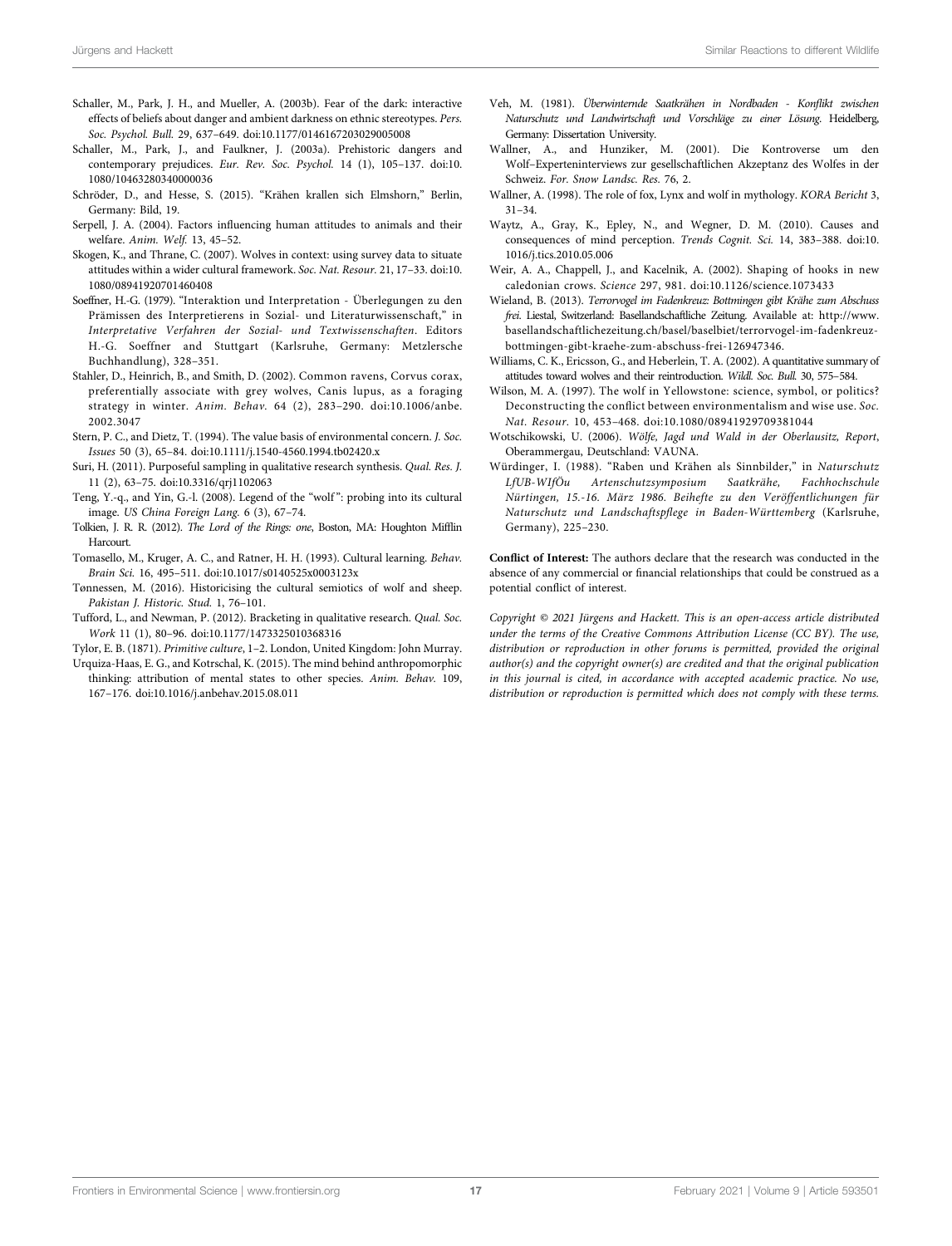Schaller, M., Park, J. H., and Mueller, A. (2003b). Fear of the dark: interactive effects of beliefs about danger and ambient darkness on ethnic stereotypes. *Pers. Soc. Psychol. Bull.* 29, 637–649. doi:10.1177/0146167203029005008

Schaller, M., Park, J., and Faulkner, J. (2003a). Prehistoric dangers and contemporary prejudices. *Eur. Rev. Soc. Psychol.* 14 (1), 105–137. doi:10.1080/10463280340000036

Schröder, D., and Hesse, S. (2015). "Krähen krallen sich Elmshorn," Berlin, Germany: Bild, 19.

Serpell, J. A. (2004). Factors influencing human attitudes to animals and their welfare. *Anim. Welf.* 13, 45–52.

Skogen, K., and Thrane, C. (2007). Wolves in context: using survey data to situate attitudes within a wider cultural framework. *Soc. Nat. Resour.* 21, 17–33. doi:10.1080/08941920701460408

Soeffner, H.-G. (1979). "Interaktion und Interpretation - Überlegungen zu den Prämissen des Interpretierens in Sozial- und Literaturwissenschaft," in *Interpretative Verfahren der Sozial- und Textwissenschaften*. Editors H.-G. Soeffner and Stuttgart (Karlsruhe, Germany: Metzlersche Buchhandlung), 328–351.

Stahler, D., Heinrich, B., and Smith, D. (2002). Common ravens, Corvus corax, preferentially associate with grey wolves, Canis lupus, as a foraging strategy in winter. *Anim. Behav.* 64 (2), 283–290. doi:10.1006/anbe.2002.3047

Stern, P. C., and Dietz, T. (1994). The value basis of environmental concern. *J. Soc. Issues* 50 (3), 65–84. doi:10.1111/j.1540-4560.1994.tb02420.x

Suri, H. (2011). Purposeful sampling in qualitative research synthesis. *Qual. Res. J.* 11 (2), 63–75. doi:10.3316/qrj1102063

Teng, Y.-q., and Yin, G.-l. (2008). Legend of the "wolf": probing into its cultural image. *US China Foreign Lang.* 6 (3), 67–74.

Tolkien, J. R. R. (2012). *The Lord of the Rings: one*, Boston, MA: Houghton Mifflin Harcourt.

Tomasello, M., Kruger, A. C., and Ratner, H. H. (1993). Cultural learning. *Behav. Brain Sci.* 16, 495–511. doi:10.1017/s0140525x0003123x

Tønnessen, M. (2016). Historicising the cultural semiotics of wolf and sheep. *Pakistan J. Historic. Stud.* 1, 76–101.

Tufford, L., and Newman, P. (2012). Bracketing in qualitative research. *Qual. Soc. Work* 11 (1), 80–96. doi:10.1177/1473325010368316

Tylor, E. B. (1871). *Primitive culture*, 1–2. London, United Kingdom: John Murray.

Urquiza-Haas, E. G., and Kotrschal, K. (2015). The mind behind anthropomorphic thinking: attribution of mental states to other species. *Anim. Behav.* 109, 167–176. doi:10.1016/j.anbehav.2015.08.011

Veh, M. (1981). *Überwinternde Saatkrähen in Nordbaden - Konflikt zwischen Naturschutz und Landwirtschaft und Vorschläge zu einer Lösung*. Heidelberg, Germany: Dissertation University.

Wallner, A., and Hunziker, M. (2001). Die Kontroverse um den Wolf–Experteninterviews zur gesellschaftlichen Akzeptanz des Wolfes in der Schweiz. *For. Snow Landsc. Res.* 76, 2.

Wallner, A. (1998). The role of fox, Lynx and wolf in mythology. *KORA Bericht* 3, 31–34.

Waytz, A., Gray, K., Epley, N., and Wegner, D. M. (2010). Causes and consequences of mind perception. *Trends Cognit. Sci.* 14, 383–388. doi:10.1016/j.tics.2010.05.006

Weir, A. A., Chappell, J., and Kacelnik, A. (2002). Shaping of hooks in new caledonian crows. *Science* 297, 981. doi:10.1126/science.1073433

Wieland, B. (2013). *Terrorvogel im Fadenkreuz: Bottmingen gibt Krähe zum Abschuss frei*. Liestal, Switzerland: Basellandschaftliche Zeitung. Available at: http://www.basellandschaftlichezeitung.ch/basel/baselbiet/terrorvogel-im-fadenkreuz-bottmingen-gibt-kraehe-zum-abschuss-frei-126947346.

Williams, C. K., Ericsson, G., and Heberlein, T. A. (2002). A quantitative summary of attitudes toward wolves and their reintroduction. *Wildl. Soc. Bull.* 30, 575–584.

Wilson, M. A. (1997). The wolf in Yellowstone: science, symbol, or politics? Deconstructing the conflict between environmentalism and wise use. *Soc. Nat. Resour.* 10, 453–468. doi:10.1080/08941929709381044

Wotschikowski, U. (2006). *Wölfe, Jagd und Wald in der Oberlausitz, Report*, Oberammergau, Deutschland: VAUNA.

Würdinger, I. (1988). "Raben und Krähen als Sinnbilder," in *Naturschutz LfUB-WIfÖu Artenschutzsymposium Saatkrähe, Fachhochschule Nürtingen, 15.-16. März 1986. Beihefte zu den Veröffentlichungen für Naturschutz und Landschaftspflege in Baden-Württemberg* (Karlsruhe, Germany), 225–230.

**Conflict of Interest:** The authors declare that the research was conducted in the absence of any commercial or financial relationships that could be construed as a potential conflict of interest.

*Copyright © 2021 Jürgens and Hackett. This is an open-access article distributed under the terms of the Creative Commons Attribution License (CC BY). The use, distribution or reproduction in other forums is permitted, provided the original author(s) and the copyright owner(s) are credited and that the original publication in this journal is cited, in accordance with accepted academic practice. No use, distribution or reproduction is permitted which does not comply with these terms.*